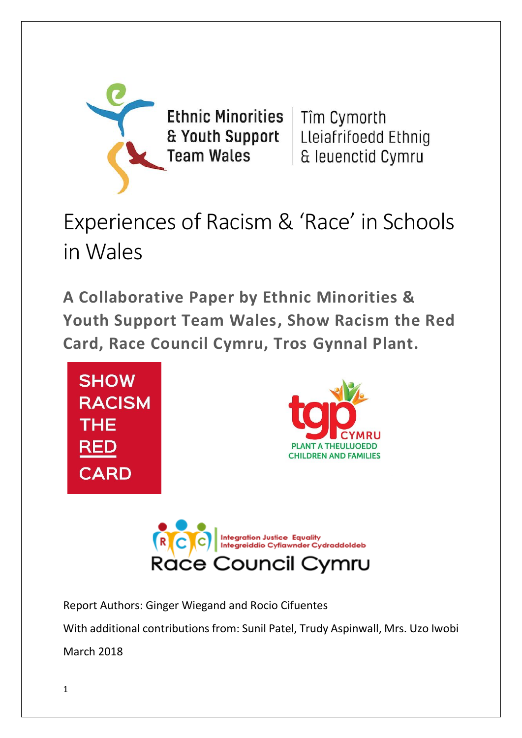Ethnic Minorities & Youth Support Team Wales | Tîm Cymorth Lleiafrifoedd Ethnig & Ieuenctid Cymru

# Experiences of Racism & 'Race' in Schools in Wales

**A Collaborative Paper by Ethnic Minorities & Youth Support Team Wales, Show Racism the Red Card, Race Council Cymru, Tros Gynnal Plant.**

SHOW RACISM THE RED CARD

tgp CYMRU
PLANT A THEULUOEDD
CHILDREN AND FAMILIES

Integration Justice Equality
Integreiddio Cyfiawnder Cydraddoldeb
Race Council Cymru

Report Authors: Ginger Wiegand and Rocio Cifuentes

With additional contributions from: Sunil Patel, Trudy Aspinwall, Mrs. Uzo Iwobi

March 2018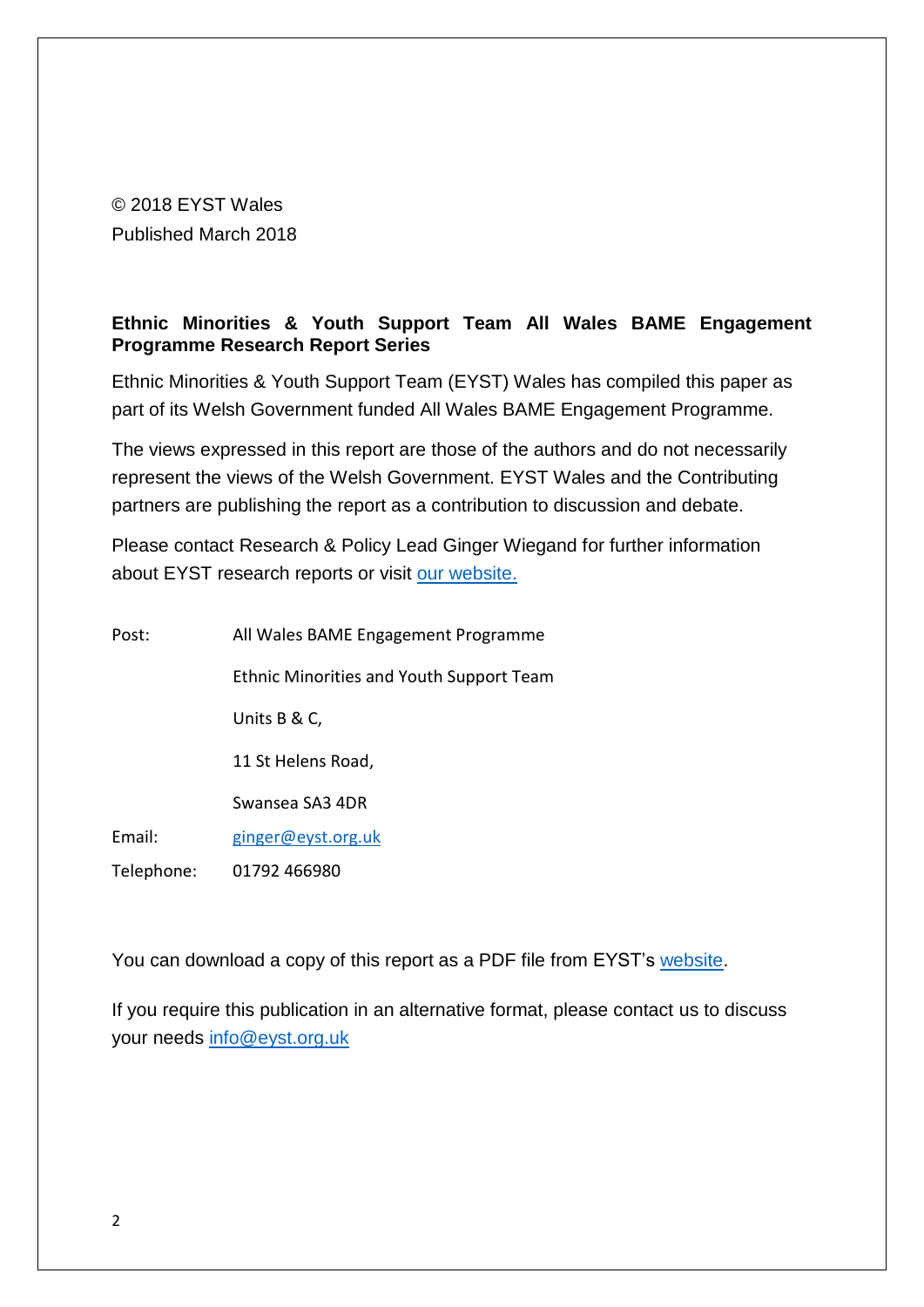© 2018 EYST Wales
Published March 2018

**Ethnic Minorities & Youth Support Team All Wales BAME Engagement Programme Research Report Series**

Ethnic Minorities & Youth Support Team (EYST) Wales has compiled this paper as part of its Welsh Government funded All Wales BAME Engagement Programme.

The views expressed in this report are those of the authors and do not necessarily represent the views of the Welsh Government. EYST Wales and the Contributing partners are publishing the report as a contribution to discussion and debate.

Please contact Research & Policy Lead Ginger Wiegand for further information about EYST research reports or visit our website.

| | |
|---|---|
| Post: | All Wales BAME Engagement Programme |
| | Ethnic Minorities and Youth Support Team |
| | Units B & C, |
| | 11 St Helens Road, |
| | Swansea SA3 4DR |
| Email: | ginger@eyst.org.uk |
| Telephone: | 01792 466980 |

You can download a copy of this report as a PDF file from EYST's website.

If you require this publication in an alternative format, please contact us to discuss your needs info@eyst.org.uk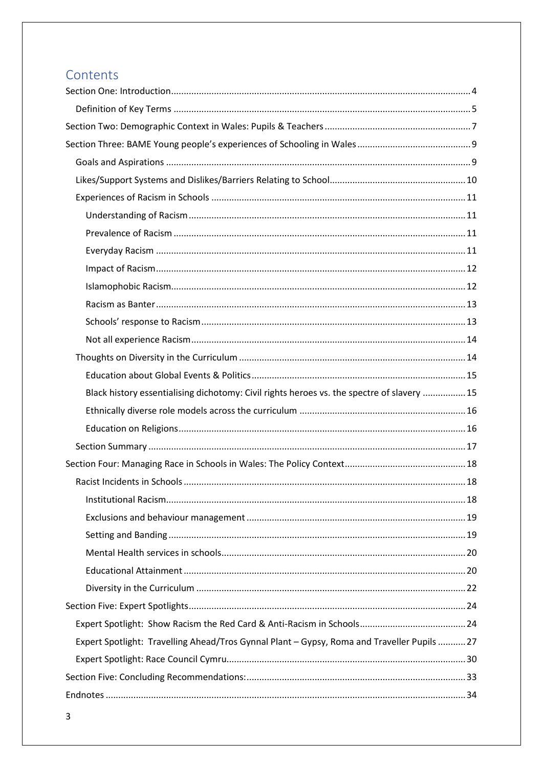# Contents

- Section One: Introduction ..... 4
  - Definition of Key Terms ..... 5
- Section Two: Demographic Context in Wales: Pupils & Teachers ..... 7
- Section Three: BAME Young people's experiences of Schooling in Wales ..... 9
  - Goals and Aspirations ..... 9
  - Likes/Support Systems and Dislikes/Barriers Relating to School ..... 10
  - Experiences of Racism in Schools ..... 11
    - Understanding of Racism ..... 11
    - Prevalence of Racism ..... 11
    - Everyday Racism ..... 11
    - Impact of Racism ..... 12
    - Islamophobic Racism ..... 12
    - Racism as Banter ..... 13
    - Schools' response to Racism ..... 13
    - Not all experience Racism ..... 14
  - Thoughts on Diversity in the Curriculum ..... 14
    - Education about Global Events & Politics ..... 15
    - Black history essentialising dichotomy: Civil rights heroes vs. the spectre of slavery ..... 15
    - Ethnically diverse role models across the curriculum ..... 16
    - Education on Religions ..... 16
  - Section Summary ..... 17
- Section Four: Managing Race in Schools in Wales: The Policy Context ..... 18
  - Racist Incidents in Schools ..... 18
    - Institutional Racism ..... 18
    - Exclusions and behaviour management ..... 19
    - Setting and Banding ..... 19
    - Mental Health services in schools ..... 20
    - Educational Attainment ..... 20
    - Diversity in the Curriculum ..... 22
- Section Five: Expert Spotlights ..... 24
  - Expert Spotlight: Show Racism the Red Card & Anti-Racism in Schools ..... 24
  - Expert Spotlight: Travelling Ahead/Tros Gynnal Plant – Gypsy, Roma and Traveller Pupils ..... 27
  - Expert Spotlight: Race Council Cymru ..... 30
- Section Five: Concluding Recommendations: ..... 33
- Endnotes ..... 34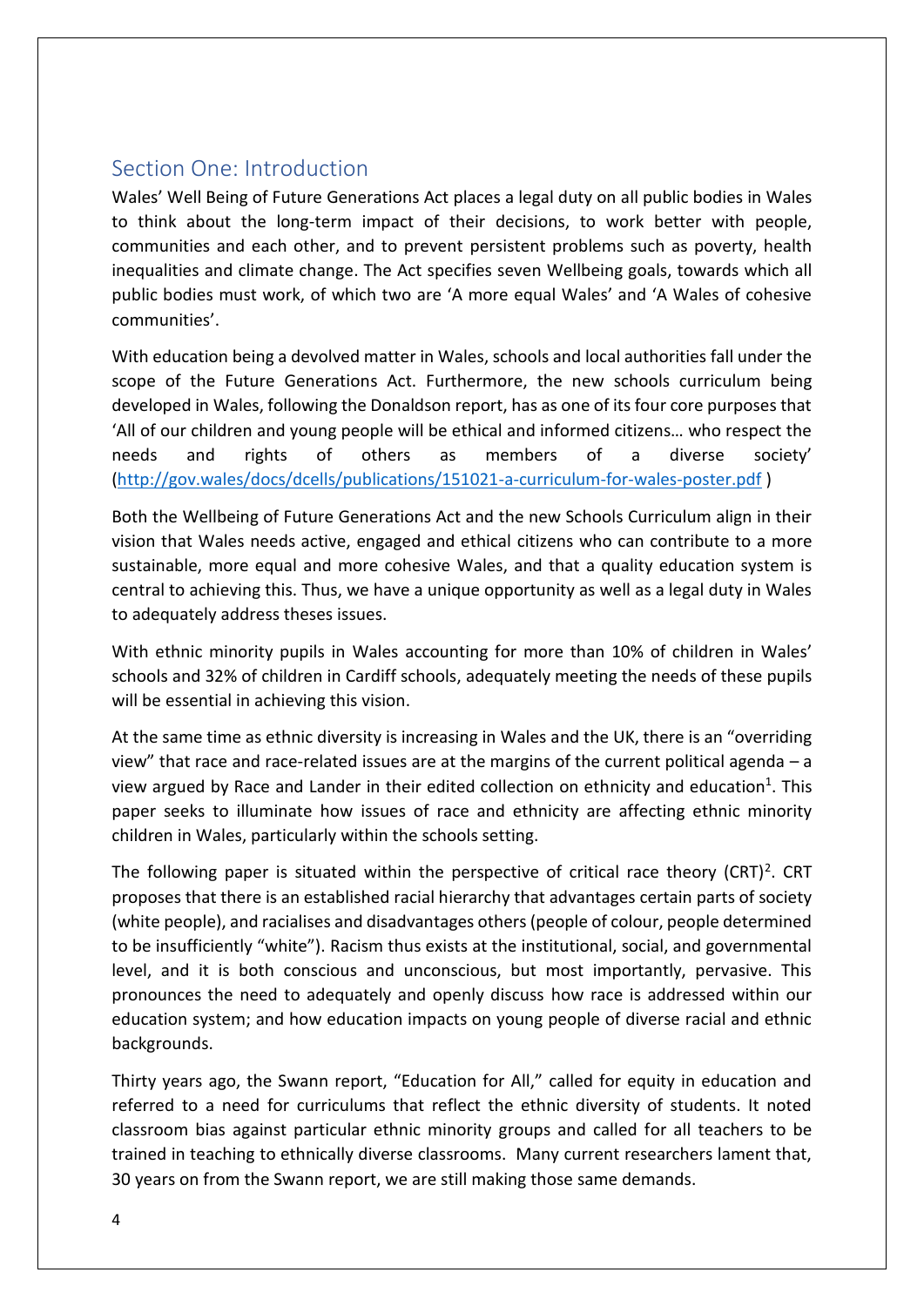## Section One: Introduction

Wales' Well Being of Future Generations Act places a legal duty on all public bodies in Wales to think about the long-term impact of their decisions, to work better with people, communities and each other, and to prevent persistent problems such as poverty, health inequalities and climate change. The Act specifies seven Wellbeing goals, towards which all public bodies must work, of which two are 'A more equal Wales' and 'A Wales of cohesive communities'.

With education being a devolved matter in Wales, schools and local authorities fall under the scope of the Future Generations Act. Furthermore, the new schools curriculum being developed in Wales, following the Donaldson report, has as one of its four core purposes that 'All of our children and young people will be ethical and informed citizens… who respect the needs and rights of others as members of a diverse society' (http://gov.wales/docs/dcells/publications/151021-a-curriculum-for-wales-poster.pdf )

Both the Wellbeing of Future Generations Act and the new Schools Curriculum align in their vision that Wales needs active, engaged and ethical citizens who can contribute to a more sustainable, more equal and more cohesive Wales, and that a quality education system is central to achieving this. Thus, we have a unique opportunity as well as a legal duty in Wales to adequately address theses issues.

With ethnic minority pupils in Wales accounting for more than 10% of children in Wales' schools and 32% of children in Cardiff schools, adequately meeting the needs of these pupils will be essential in achieving this vision.

At the same time as ethnic diversity is increasing in Wales and the UK, there is an "overriding view" that race and race-related issues are at the margins of the current political agenda – a view argued by Race and Lander in their edited collection on ethnicity and education[1]. This paper seeks to illuminate how issues of race and ethnicity are affecting ethnic minority children in Wales, particularly within the schools setting.

The following paper is situated within the perspective of critical race theory (CRT)[2]. CRT proposes that there is an established racial hierarchy that advantages certain parts of society (white people), and racialises and disadvantages others (people of colour, people determined to be insufficiently "white"). Racism thus exists at the institutional, social, and governmental level, and it is both conscious and unconscious, but most importantly, pervasive. This pronounces the need to adequately and openly discuss how race is addressed within our education system; and how education impacts on young people of diverse racial and ethnic backgrounds.

Thirty years ago, the Swann report, "Education for All," called for equity in education and referred to a need for curriculums that reflect the ethnic diversity of students. It noted classroom bias against particular ethnic minority groups and called for all teachers to be trained in teaching to ethnically diverse classrooms. Many current researchers lament that, 30 years on from the Swann report, we are still making those same demands.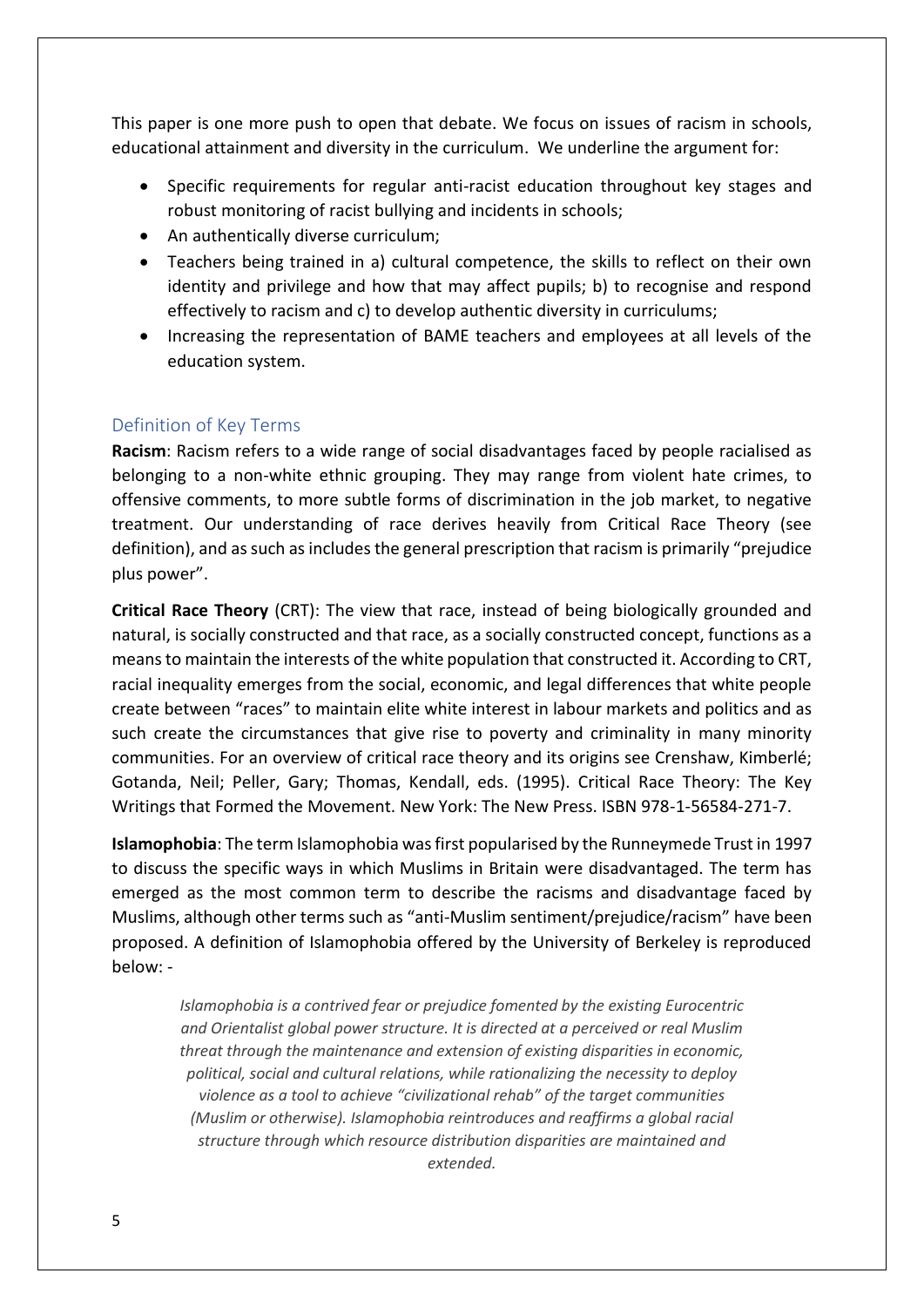This paper is one more push to open that debate. We focus on issues of racism in schools, educational attainment and diversity in the curriculum. We underline the argument for:

- Specific requirements for regular anti-racist education throughout key stages and robust monitoring of racist bullying and incidents in schools;
- An authentically diverse curriculum;
- Teachers being trained in a) cultural competence, the skills to reflect on their own identity and privilege and how that may affect pupils; b) to recognise and respond effectively to racism and c) to develop authentic diversity in curriculums;
- Increasing the representation of BAME teachers and employees at all levels of the education system.

## Definition of Key Terms

**Racism**: Racism refers to a wide range of social disadvantages faced by people racialised as belonging to a non-white ethnic grouping. They may range from violent hate crimes, to offensive comments, to more subtle forms of discrimination in the job market, to negative treatment. Our understanding of race derives heavily from Critical Race Theory (see definition), and as such as includes the general prescription that racism is primarily "prejudice plus power".

**Critical Race Theory** (CRT): The view that race, instead of being biologically grounded and natural, is socially constructed and that race, as a socially constructed concept, functions as a means to maintain the interests of the white population that constructed it. According to CRT, racial inequality emerges from the social, economic, and legal differences that white people create between "races" to maintain elite white interest in labour markets and politics and as such create the circumstances that give rise to poverty and criminality in many minority communities. For an overview of critical race theory and its origins see Crenshaw, Kimberlé; Gotanda, Neil; Peller, Gary; Thomas, Kendall, eds. (1995). Critical Race Theory: The Key Writings that Formed the Movement. New York: The New Press. ISBN 978-1-56584-271-7.

**Islamophobia**: The term Islamophobia was first popularised by the Runneymede Trust in 1997 to discuss the specific ways in which Muslims in Britain were disadvantaged. The term has emerged as the most common term to describe the racisms and disadvantage faced by Muslims, although other terms such as "anti-Muslim sentiment/prejudice/racism" have been proposed. A definition of Islamophobia offered by the University of Berkeley is reproduced below: -

> *Islamophobia is a contrived fear or prejudice fomented by the existing Eurocentric and Orientalist global power structure. It is directed at a perceived or real Muslim threat through the maintenance and extension of existing disparities in economic, political, social and cultural relations, while rationalizing the necessity to deploy violence as a tool to achieve "civilizational rehab" of the target communities (Muslim or otherwise). Islamophobia reintroduces and reaffirms a global racial structure through which resource distribution disparities are maintained and extended.*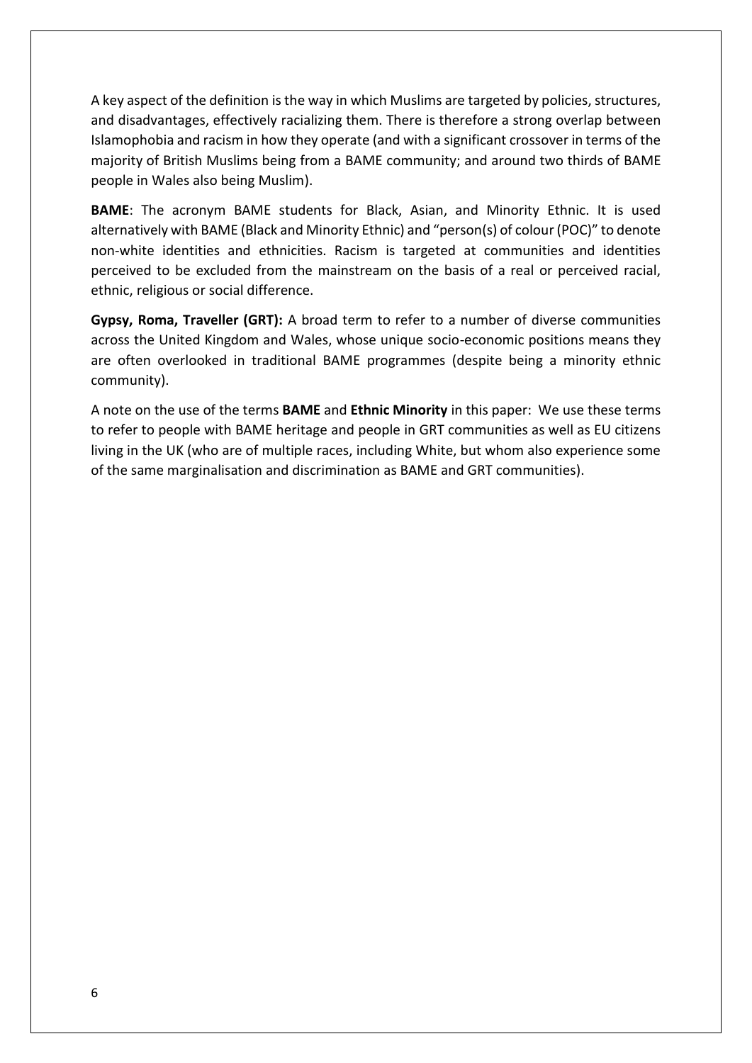A key aspect of the definition is the way in which Muslims are targeted by policies, structures, and disadvantages, effectively racializing them. There is therefore a strong overlap between Islamophobia and racism in how they operate (and with a significant crossover in terms of the majority of British Muslims being from a BAME community; and around two thirds of BAME people in Wales also being Muslim).

**BAME**: The acronym BAME students for Black, Asian, and Minority Ethnic. It is used alternatively with BAME (Black and Minority Ethnic) and "person(s) of colour (POC)" to denote non-white identities and ethnicities. Racism is targeted at communities and identities perceived to be excluded from the mainstream on the basis of a real or perceived racial, ethnic, religious or social difference.

**Gypsy, Roma, Traveller (GRT):** A broad term to refer to a number of diverse communities across the United Kingdom and Wales, whose unique socio-economic positions means they are often overlooked in traditional BAME programmes (despite being a minority ethnic community).

A note on the use of the terms **BAME** and **Ethnic Minority** in this paper: We use these terms to refer to people with BAME heritage and people in GRT communities as well as EU citizens living in the UK (who are of multiple races, including White, but whom also experience some of the same marginalisation and discrimination as BAME and GRT communities).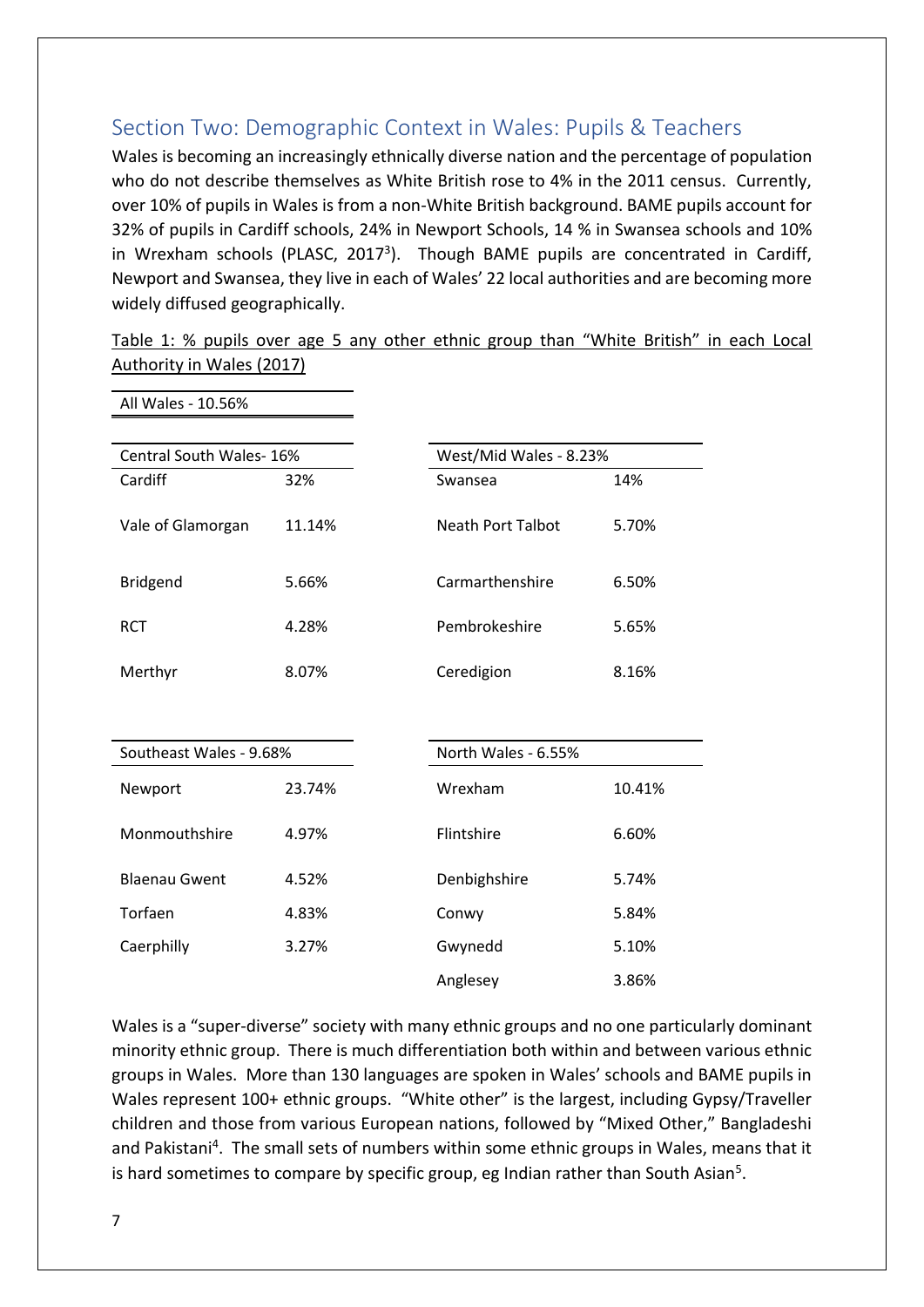## Section Two: Demographic Context in Wales: Pupils & Teachers

Wales is becoming an increasingly ethnically diverse nation and the percentage of population who do not describe themselves as White British rose to 4% in the 2011 census. Currently, over 10% of pupils in Wales is from a non-White British background. BAME pupils account for 32% of pupils in Cardiff schools, 24% in Newport Schools, 14 % in Swansea schools and 10% in Wrexham schools (PLASC, 2017[3]). Though BAME pupils are concentrated in Cardiff, Newport and Swansea, they live in each of Wales' 22 local authorities and are becoming more widely diffused geographically.

Table 1: % pupils over age 5 any other ethnic group than "White British" in each Local Authority in Wales (2017)

| All Wales - 10.56% | |
|---|---|

| Central South Wales- 16% | | West/Mid Wales - 8.23% | |
|---|---|---|---|
| Cardiff | 32% | Swansea | 14% |
| Vale of Glamorgan | 11.14% | Neath Port Talbot | 5.70% |
| Bridgend | 5.66% | Carmarthenshire | 6.50% |
| RCT | 4.28% | Pembrokeshire | 5.65% |
| Merthyr | 8.07% | Ceredigion | 8.16% |

| Southeast Wales - 9.68% | | North Wales - 6.55% | |
|---|---|---|---|
| Newport | 23.74% | Wrexham | 10.41% |
| Monmouthshire | 4.97% | Flintshire | 6.60% |
| Blaenau Gwent | 4.52% | Denbighshire | 5.74% |
| Torfaen | 4.83% | Conwy | 5.84% |
| Caerphilly | 3.27% | Gwynedd | 5.10% |
| | | Anglesey | 3.86% |

Wales is a "super-diverse" society with many ethnic groups and no one particularly dominant minority ethnic group. There is much differentiation both within and between various ethnic groups in Wales. More than 130 languages are spoken in Wales' schools and BAME pupils in Wales represent 100+ ethnic groups. "White other" is the largest, including Gypsy/Traveller children and those from various European nations, followed by "Mixed Other," Bangladeshi and Pakistani[4]. The small sets of numbers within some ethnic groups in Wales, means that it is hard sometimes to compare by specific group, eg Indian rather than South Asian[5].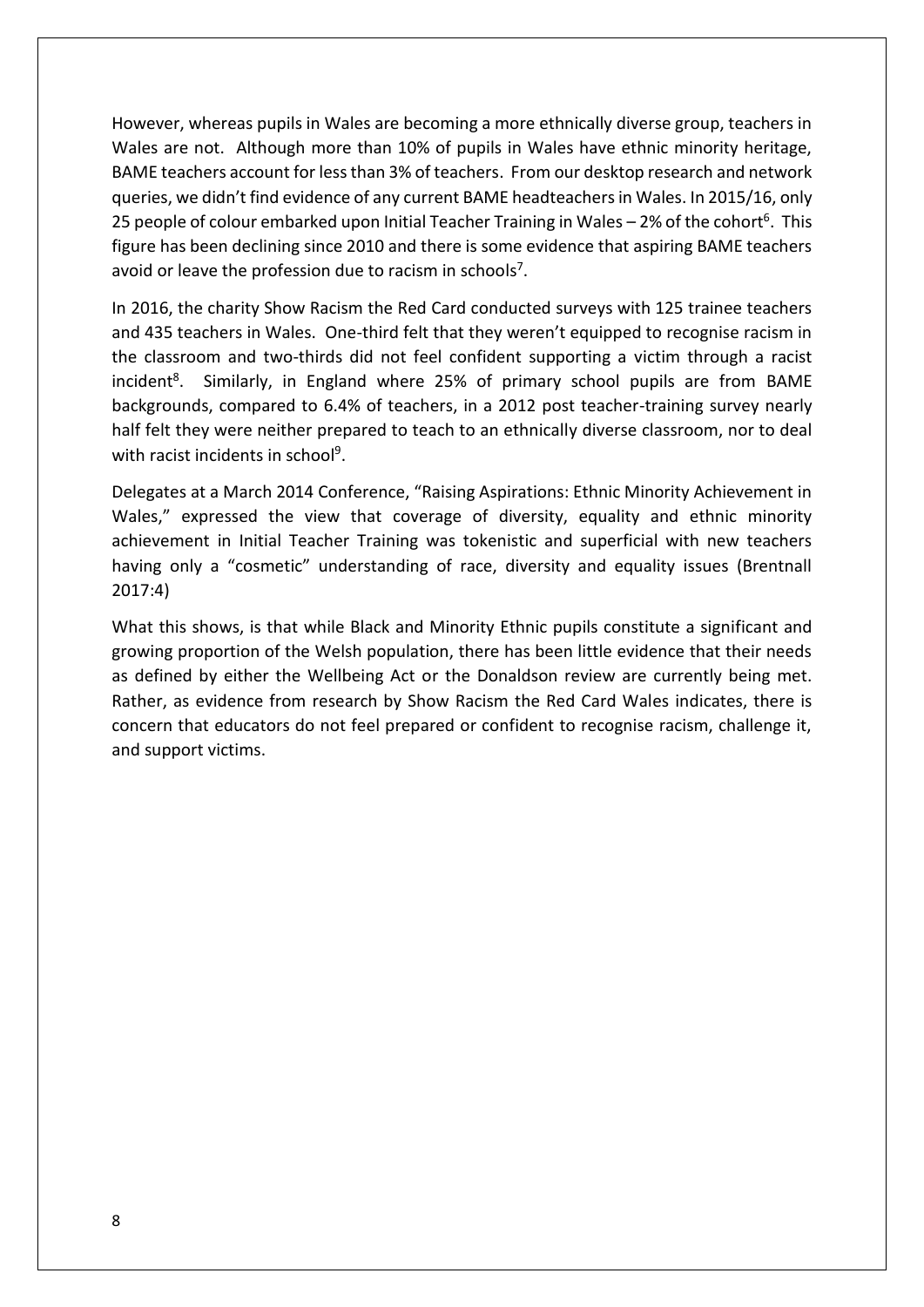However, whereas pupils in Wales are becoming a more ethnically diverse group, teachers in Wales are not. Although more than 10% of pupils in Wales have ethnic minority heritage, BAME teachers account for less than 3% of teachers. From our desktop research and network queries, we didn't find evidence of any current BAME headteachers in Wales. In 2015/16, only 25 people of colour embarked upon Initial Teacher Training in Wales – 2% of the cohort[6]. This figure has been declining since 2010 and there is some evidence that aspiring BAME teachers avoid or leave the profession due to racism in schools[7].

In 2016, the charity Show Racism the Red Card conducted surveys with 125 trainee teachers and 435 teachers in Wales. One-third felt that they weren't equipped to recognise racism in the classroom and two-thirds did not feel confident supporting a victim through a racist incident[8]. Similarly, in England where 25% of primary school pupils are from BAME backgrounds, compared to 6.4% of teachers, in a 2012 post teacher-training survey nearly half felt they were neither prepared to teach to an ethnically diverse classroom, nor to deal with racist incidents in school[9].

Delegates at a March 2014 Conference, "Raising Aspirations: Ethnic Minority Achievement in Wales," expressed the view that coverage of diversity, equality and ethnic minority achievement in Initial Teacher Training was tokenistic and superficial with new teachers having only a "cosmetic" understanding of race, diversity and equality issues (Brentnall 2017:4)

What this shows, is that while Black and Minority Ethnic pupils constitute a significant and growing proportion of the Welsh population, there has been little evidence that their needs as defined by either the Wellbeing Act or the Donaldson review are currently being met. Rather, as evidence from research by Show Racism the Red Card Wales indicates, there is concern that educators do not feel prepared or confident to recognise racism, challenge it, and support victims.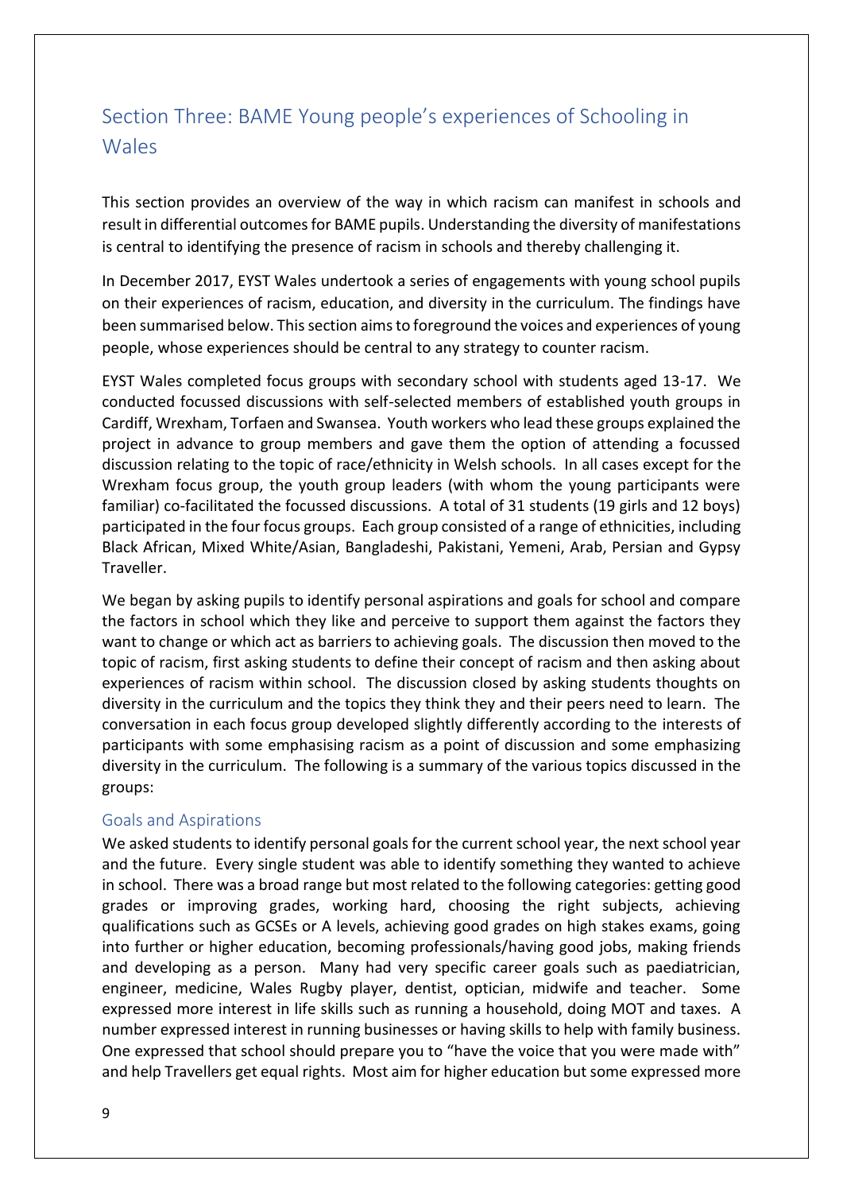## Section Three: BAME Young people's experiences of Schooling in Wales

This section provides an overview of the way in which racism can manifest in schools and result in differential outcomes for BAME pupils. Understanding the diversity of manifestations is central to identifying the presence of racism in schools and thereby challenging it.

In December 2017, EYST Wales undertook a series of engagements with young school pupils on their experiences of racism, education, and diversity in the curriculum. The findings have been summarised below. This section aims to foreground the voices and experiences of young people, whose experiences should be central to any strategy to counter racism.

EYST Wales completed focus groups with secondary school with students aged 13-17. We conducted focussed discussions with self-selected members of established youth groups in Cardiff, Wrexham, Torfaen and Swansea. Youth workers who lead these groups explained the project in advance to group members and gave them the option of attending a focussed discussion relating to the topic of race/ethnicity in Welsh schools. In all cases except for the Wrexham focus group, the youth group leaders (with whom the young participants were familiar) co-facilitated the focussed discussions. A total of 31 students (19 girls and 12 boys) participated in the four focus groups. Each group consisted of a range of ethnicities, including Black African, Mixed White/Asian, Bangladeshi, Pakistani, Yemeni, Arab, Persian and Gypsy Traveller.

We began by asking pupils to identify personal aspirations and goals for school and compare the factors in school which they like and perceive to support them against the factors they want to change or which act as barriers to achieving goals. The discussion then moved to the topic of racism, first asking students to define their concept of racism and then asking about experiences of racism within school. The discussion closed by asking students thoughts on diversity in the curriculum and the topics they think they and their peers need to learn. The conversation in each focus group developed slightly differently according to the interests of participants with some emphasising racism as a point of discussion and some emphasizing diversity in the curriculum. The following is a summary of the various topics discussed in the groups:

### Goals and Aspirations

We asked students to identify personal goals for the current school year, the next school year and the future. Every single student was able to identify something they wanted to achieve in school. There was a broad range but most related to the following categories: getting good grades or improving grades, working hard, choosing the right subjects, achieving qualifications such as GCSEs or A levels, achieving good grades on high stakes exams, going into further or higher education, becoming professionals/having good jobs, making friends and developing as a person. Many had very specific career goals such as paediatrician, engineer, medicine, Wales Rugby player, dentist, optician, midwife and teacher. Some expressed more interest in life skills such as running a household, doing MOT and taxes. A number expressed interest in running businesses or having skills to help with family business. One expressed that school should prepare you to "have the voice that you were made with" and help Travellers get equal rights. Most aim for higher education but some expressed more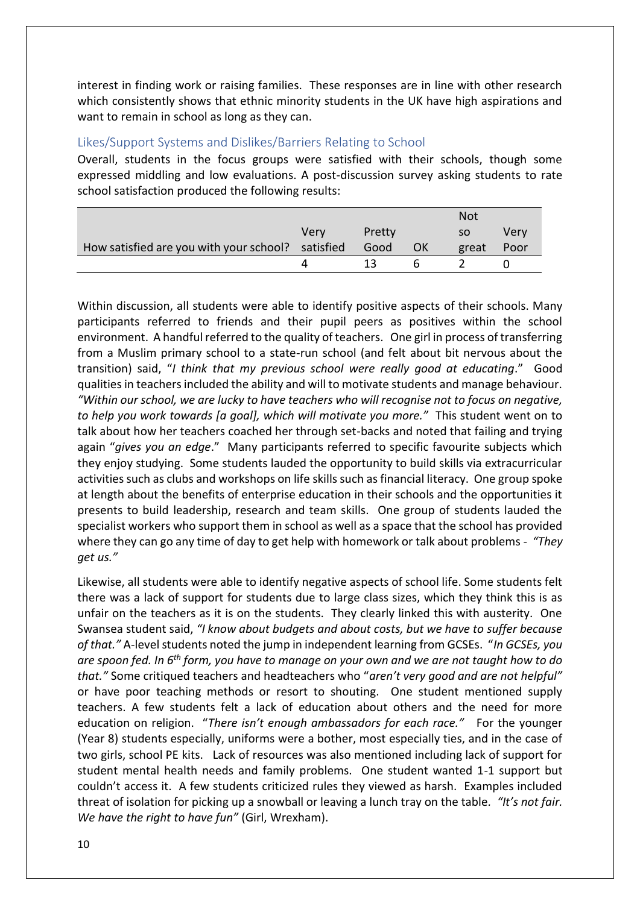interest in finding work or raising families. These responses are in line with other research which consistently shows that ethnic minority students in the UK have high aspirations and want to remain in school as long as they can.

## Likes/Support Systems and Dislikes/Barriers Relating to School

Overall, students in the focus groups were satisfied with their schools, though some expressed middling and low evaluations. A post-discussion survey asking students to rate school satisfaction produced the following results:

| How satisfied are you with your school? | Very satisfied | Pretty Good | OK | Not so great | Very Poor |
|---|---|---|---|---|---|
| | 4 | 13 | 6 | 2 | 0 |

Within discussion, all students were able to identify positive aspects of their schools. Many participants referred to friends and their pupil peers as positives within the school environment. A handful referred to the quality of teachers. One girl in process of transferring from a Muslim primary school to a state-run school (and felt about bit nervous about the transition) said, "*I think that my previous school were really good at educating*." Good qualities in teachers included the ability and will to motivate students and manage behaviour. *"Within our school, we are lucky to have teachers who will recognise not to focus on negative, to help you work towards [a goal], which will motivate you more."* This student went on to talk about how her teachers coached her through set-backs and noted that failing and trying again "*gives you an edge*." Many participants referred to specific favourite subjects which they enjoy studying. Some students lauded the opportunity to build skills via extracurricular activities such as clubs and workshops on life skills such as financial literacy. One group spoke at length about the benefits of enterprise education in their schools and the opportunities it presents to build leadership, research and team skills. One group of students lauded the specialist workers who support them in school as well as a space that the school has provided where they can go any time of day to get help with homework or talk about problems - *"They get us."*

Likewise, all students were able to identify negative aspects of school life. Some students felt there was a lack of support for students due to large class sizes, which they think this is as unfair on the teachers as it is on the students. They clearly linked this with austerity. One Swansea student said, *"I know about budgets and about costs, but we have to suffer because of that."* A-level students noted the jump in independent learning from GCSEs. "*In GCSEs, you are spoon fed. In 6th form, you have to manage on your own and we are not taught how to do that."* Some critiqued teachers and headteachers who "*aren't very good and are not helpful"* or have poor teaching methods or resort to shouting. One student mentioned supply teachers. A few students felt a lack of education about others and the need for more education on religion. "*There isn't enough ambassadors for each race."* For the younger (Year 8) students especially, uniforms were a bother, most especially ties, and in the case of two girls, school PE kits. Lack of resources was also mentioned including lack of support for student mental health needs and family problems. One student wanted 1-1 support but couldn't access it. A few students criticized rules they viewed as harsh. Examples included threat of isolation for picking up a snowball or leaving a lunch tray on the table. *"It's not fair. We have the right to have fun"* (Girl, Wrexham).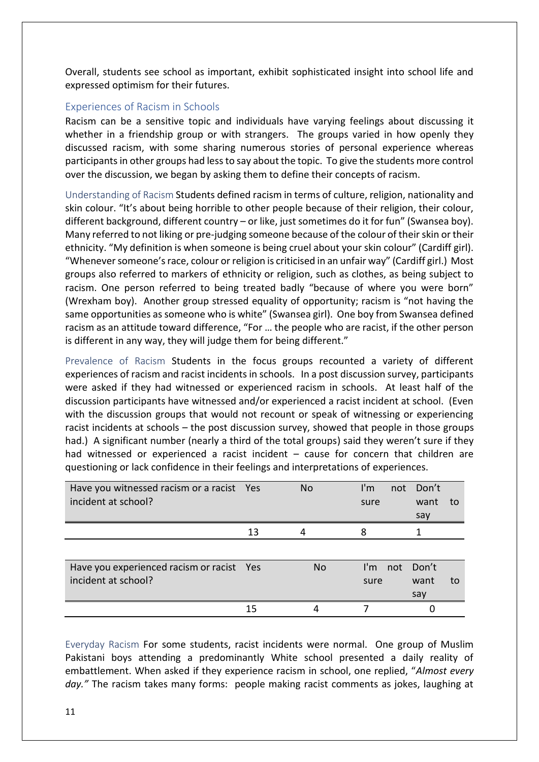Overall, students see school as important, exhibit sophisticated insight into school life and expressed optimism for their futures.

## Experiences of Racism in Schools

Racism can be a sensitive topic and individuals have varying feelings about discussing it whether in a friendship group or with strangers. The groups varied in how openly they discussed racism, with some sharing numerous stories of personal experience whereas participants in other groups had less to say about the topic. To give the students more control over the discussion, we began by asking them to define their concepts of racism.

**Understanding of Racism** Students defined racism in terms of culture, religion, nationality and skin colour. "It's about being horrible to other people because of their religion, their colour, different background, different country – or like, just sometimes do it for fun" (Swansea boy). Many referred to not liking or pre-judging someone because of the colour of their skin or their ethnicity. "My definition is when someone is being cruel about your skin colour" (Cardiff girl). "Whenever someone's race, colour or religion is criticised in an unfair way" (Cardiff girl.) Most groups also referred to markers of ethnicity or religion, such as clothes, as being subject to racism. One person referred to being treated badly "because of where you were born" (Wrexham boy). Another group stressed equality of opportunity; racism is "not having the same opportunities as someone who is white" (Swansea girl). One boy from Swansea defined racism as an attitude toward difference, "For … the people who are racist, if the other person is different in any way, they will judge them for being different."

**Prevalence of Racism** Students in the focus groups recounted a variety of different experiences of racism and racist incidents in schools. In a post discussion survey, participants were asked if they had witnessed or experienced racism in schools. At least half of the discussion participants have witnessed and/or experienced a racist incident at school. (Even with the discussion groups that would not recount or speak of witnessing or experiencing racist incidents at schools – the post discussion survey, showed that people in those groups had.) A significant number (nearly a third of the total groups) said they weren't sure if they had witnessed or experienced a racist incident – cause for concern that children are questioning or lack confidence in their feelings and interpretations of experiences.

| Have you witnessed racism or a racist incident at school? | Yes | No | I'm not sure | Don't want to say |
|---|---|---|---|---|
| | 13 | 4 | 8 | 1 |

| Have you experienced racism or racist incident at school? | Yes | No | I'm not sure | Don't want to say |
|---|---|---|---|---|
| | 15 | 4 | 7 | 0 |

**Everyday Racism** For some students, racist incidents were normal. One group of Muslim Pakistani boys attending a predominantly White school presented a daily reality of embattlement. When asked if they experience racism in school, one replied, "*Almost every day.*" The racism takes many forms: people making racist comments as jokes, laughing at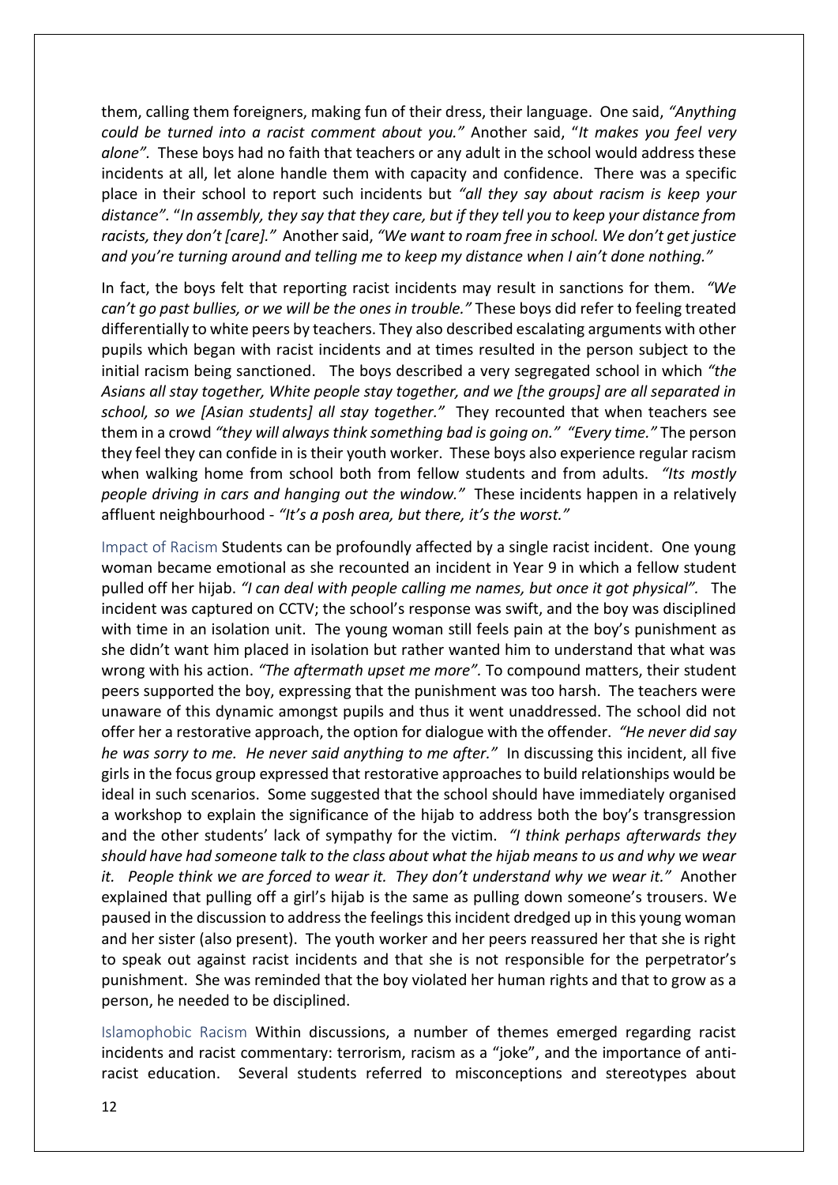them, calling them foreigners, making fun of their dress, their language. One said, *"Anything could be turned into a racist comment about you."* Another said, "*It makes you feel very alone"*. These boys had no faith that teachers or any adult in the school would address these incidents at all, let alone handle them with capacity and confidence. There was a specific place in their school to report such incidents but *"all they say about racism is keep your distance"*. "*In assembly, they say that they care, but if they tell you to keep your distance from racists, they don't [care]."* Another said, *"We want to roam free in school. We don't get justice and you're turning around and telling me to keep my distance when I ain't done nothing."*

In fact, the boys felt that reporting racist incidents may result in sanctions for them. *"We can't go past bullies, or we will be the ones in trouble."* These boys did refer to feeling treated differentially to white peers by teachers. They also described escalating arguments with other pupils which began with racist incidents and at times resulted in the person subject to the initial racism being sanctioned. The boys described a very segregated school in which *"the Asians all stay together, White people stay together, and we [the groups] are all separated in school, so we [Asian students] all stay together."* They recounted that when teachers see them in a crowd *"they will always think something bad is going on." "Every time."* The person they feel they can confide in is their youth worker. These boys also experience regular racism when walking home from school both from fellow students and from adults. *"Its mostly people driving in cars and hanging out the window."* These incidents happen in a relatively affluent neighbourhood - *"It's a posh area, but there, it's the worst."*

Impact of Racism Students can be profoundly affected by a single racist incident. One young woman became emotional as she recounted an incident in Year 9 in which a fellow student pulled off her hijab. *"I can deal with people calling me names, but once it got physical".* The incident was captured on CCTV; the school's response was swift, and the boy was disciplined with time in an isolation unit. The young woman still feels pain at the boy's punishment as she didn't want him placed in isolation but rather wanted him to understand that what was wrong with his action. *"The aftermath upset me more".* To compound matters, their student peers supported the boy, expressing that the punishment was too harsh. The teachers were unaware of this dynamic amongst pupils and thus it went unaddressed. The school did not offer her a restorative approach, the option for dialogue with the offender. *"He never did say he was sorry to me. He never said anything to me after."* In discussing this incident, all five girls in the focus group expressed that restorative approaches to build relationships would be ideal in such scenarios. Some suggested that the school should have immediately organised a workshop to explain the significance of the hijab to address both the boy's transgression and the other students' lack of sympathy for the victim. *"I think perhaps afterwards they should have had someone talk to the class about what the hijab means to us and why we wear it. People think we are forced to wear it. They don't understand why we wear it."* Another explained that pulling off a girl's hijab is the same as pulling down someone's trousers. We paused in the discussion to address the feelings this incident dredged up in this young woman and her sister (also present). The youth worker and her peers reassured her that she is right to speak out against racist incidents and that she is not responsible for the perpetrator's punishment. She was reminded that the boy violated her human rights and that to grow as a person, he needed to be disciplined.

Islamophobic Racism Within discussions, a number of themes emerged regarding racist incidents and racist commentary: terrorism, racism as a "joke", and the importance of anti-racist education. Several students referred to misconceptions and stereotypes about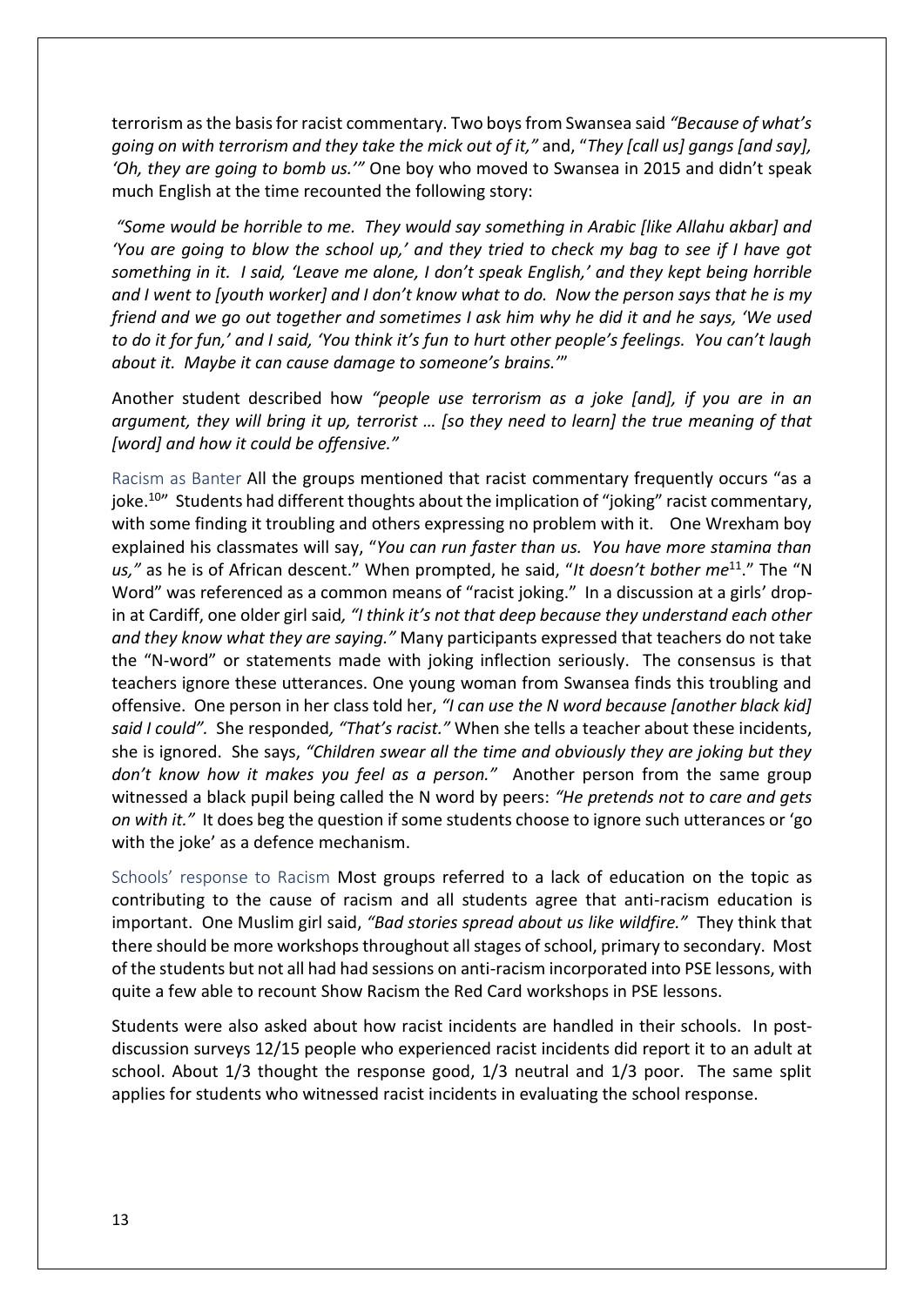terrorism as the basis for racist commentary. Two boys from Swansea said *"Because of what's going on with terrorism and they take the mick out of it,"* and, "*They [call us] gangs [and say], 'Oh, they are going to bomb us.'"* One boy who moved to Swansea in 2015 and didn't speak much English at the time recounted the following story:

*"Some would be horrible to me. They would say something in Arabic [like Allahu akbar] and 'You are going to blow the school up,' and they tried to check my bag to see if I have got something in it. I said, 'Leave me alone, I don't speak English,' and they kept being horrible and I went to [youth worker] and I don't know what to do. Now the person says that he is my friend and we go out together and sometimes I ask him why he did it and he says, 'We used to do it for fun,' and I said, 'You think it's fun to hurt other people's feelings. You can't laugh about it. Maybe it can cause damage to someone's brains.'"*

Another student described how *"people use terrorism as a joke [and], if you are in an argument, they will bring it up, terrorist … [so they need to learn] the true meaning of that [word] and how it could be offensive."*

Racism as Banter All the groups mentioned that racist commentary frequently occurs "as a joke.[10]" Students had different thoughts about the implication of "joking" racist commentary, with some finding it troubling and others expressing no problem with it. One Wrexham boy explained his classmates will say, "*You can run faster than us. You have more stamina than us,"* as he is of African descent." When prompted, he said, "*It doesn't bother me*[11]." The "N Word" was referenced as a common means of "racist joking." In a discussion at a girls' drop-in at Cardiff, one older girl said*, "I think it's not that deep because they understand each other and they know what they are saying."* Many participants expressed that teachers do not take the "N-word" or statements made with joking inflection seriously. The consensus is that teachers ignore these utterances. One young woman from Swansea finds this troubling and offensive. One person in her class told her, *"I can use the N word because [another black kid] said I could".* She responded*, "That's racist."* When she tells a teacher about these incidents, she is ignored. She says, *"Children swear all the time and obviously they are joking but they don't know how it makes you feel as a person."* Another person from the same group witnessed a black pupil being called the N word by peers: *"He pretends not to care and gets on with it."* It does beg the question if some students choose to ignore such utterances or 'go with the joke' as a defence mechanism.

Schools' response to Racism Most groups referred to a lack of education on the topic as contributing to the cause of racism and all students agree that anti-racism education is important. One Muslim girl said, *"Bad stories spread about us like wildfire."* They think that there should be more workshops throughout all stages of school, primary to secondary. Most of the students but not all had had sessions on anti-racism incorporated into PSE lessons, with quite a few able to recount Show Racism the Red Card workshops in PSE lessons.

Students were also asked about how racist incidents are handled in their schools. In post-discussion surveys 12/15 people who experienced racist incidents did report it to an adult at school. About 1/3 thought the response good, 1/3 neutral and 1/3 poor. The same split applies for students who witnessed racist incidents in evaluating the school response.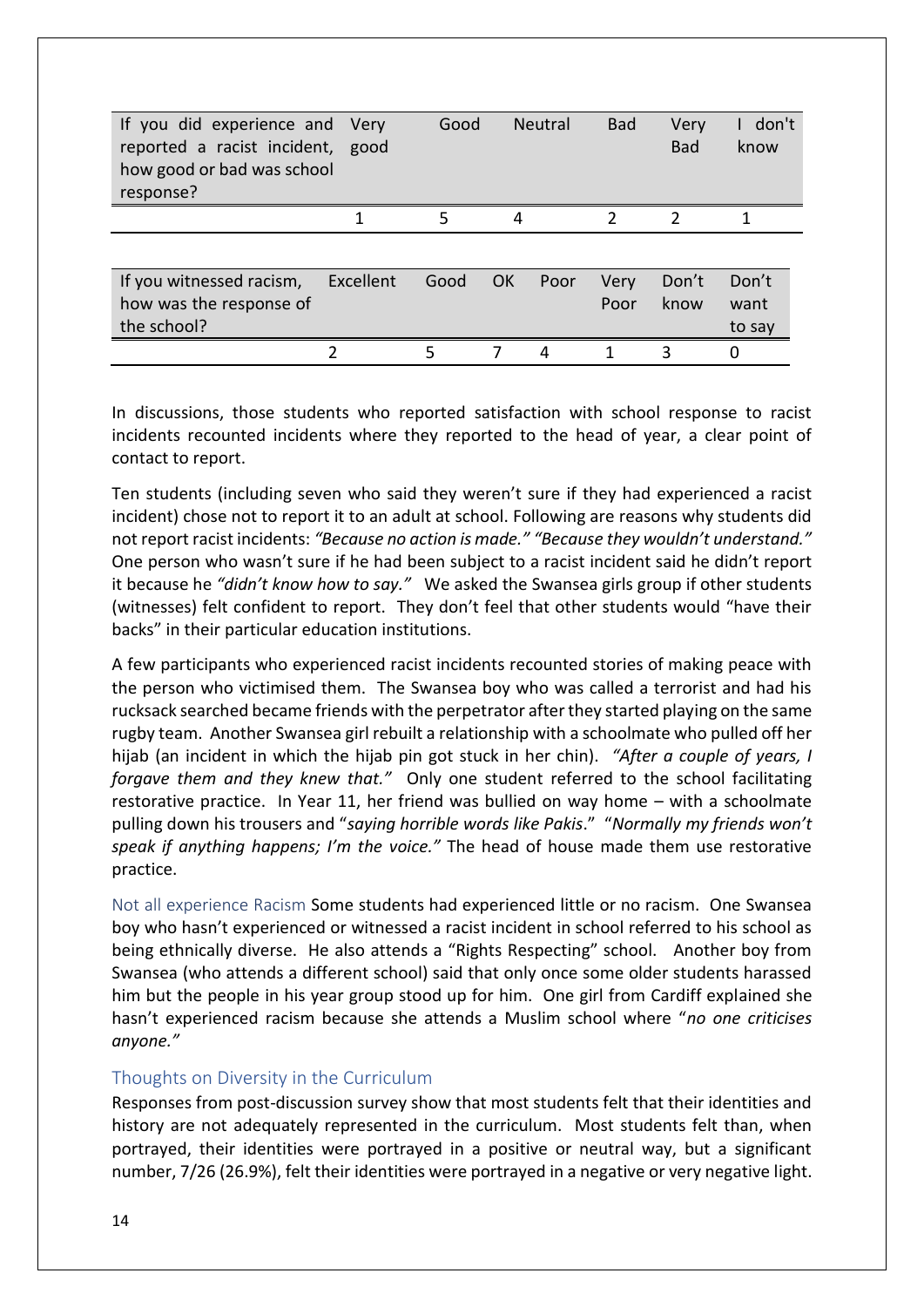| If you did experience and reported a racist incident, how good or bad was school response? | Very good | Good | Neutral | Bad | Very Bad | I don't know |
|---|---|---|---|---|---|---|
| | 1 | 5 | 4 | 2 | 2 | 1 |

| If you witnessed racism, how was the response of the school? | Excellent | Good | OK | Poor | Very Poor | Don't know | Don't want to say |
|---|---|---|---|---|---|---|---|
| | 2 | 5 | 7 | 4 | 1 | 3 | 0 |

In discussions, those students who reported satisfaction with school response to racist incidents recounted incidents where they reported to the head of year, a clear point of contact to report.

Ten students (including seven who said they weren't sure if they had experienced a racist incident) chose not to report it to an adult at school. Following are reasons why students did not report racist incidents: *"Because no action is made." "Because they wouldn't understand."* One person who wasn't sure if he had been subject to a racist incident said he didn't report it because he *"didn't know how to say."* We asked the Swansea girls group if other students (witnesses) felt confident to report. They don't feel that other students would "have their backs" in their particular education institutions.

A few participants who experienced racist incidents recounted stories of making peace with the person who victimised them. The Swansea boy who was called a terrorist and had his rucksack searched became friends with the perpetrator after they started playing on the same rugby team. Another Swansea girl rebuilt a relationship with a schoolmate who pulled off her hijab (an incident in which the hijab pin got stuck in her chin). *"After a couple of years, I forgave them and they knew that."* Only one student referred to the school facilitating restorative practice. In Year 11, her friend was bullied on way home – with a schoolmate pulling down his trousers and "*saying horrible words like Pakis*." "*Normally my friends won't speak if anything happens; I'm the voice.*" The head of house made them use restorative practice.

Not all experience Racism Some students had experienced little or no racism. One Swansea boy who hasn't experienced or witnessed a racist incident in school referred to his school as being ethnically diverse. He also attends a "Rights Respecting" school. Another boy from Swansea (who attends a different school) said that only once some older students harassed him but the people in his year group stood up for him. One girl from Cardiff explained she hasn't experienced racism because she attends a Muslim school where "*no one criticises anyone."*

### Thoughts on Diversity in the Curriculum

Responses from post-discussion survey show that most students felt that their identities and history are not adequately represented in the curriculum. Most students felt than, when portrayed, their identities were portrayed in a positive or neutral way, but a significant number, 7/26 (26.9%), felt their identities were portrayed in a negative or very negative light.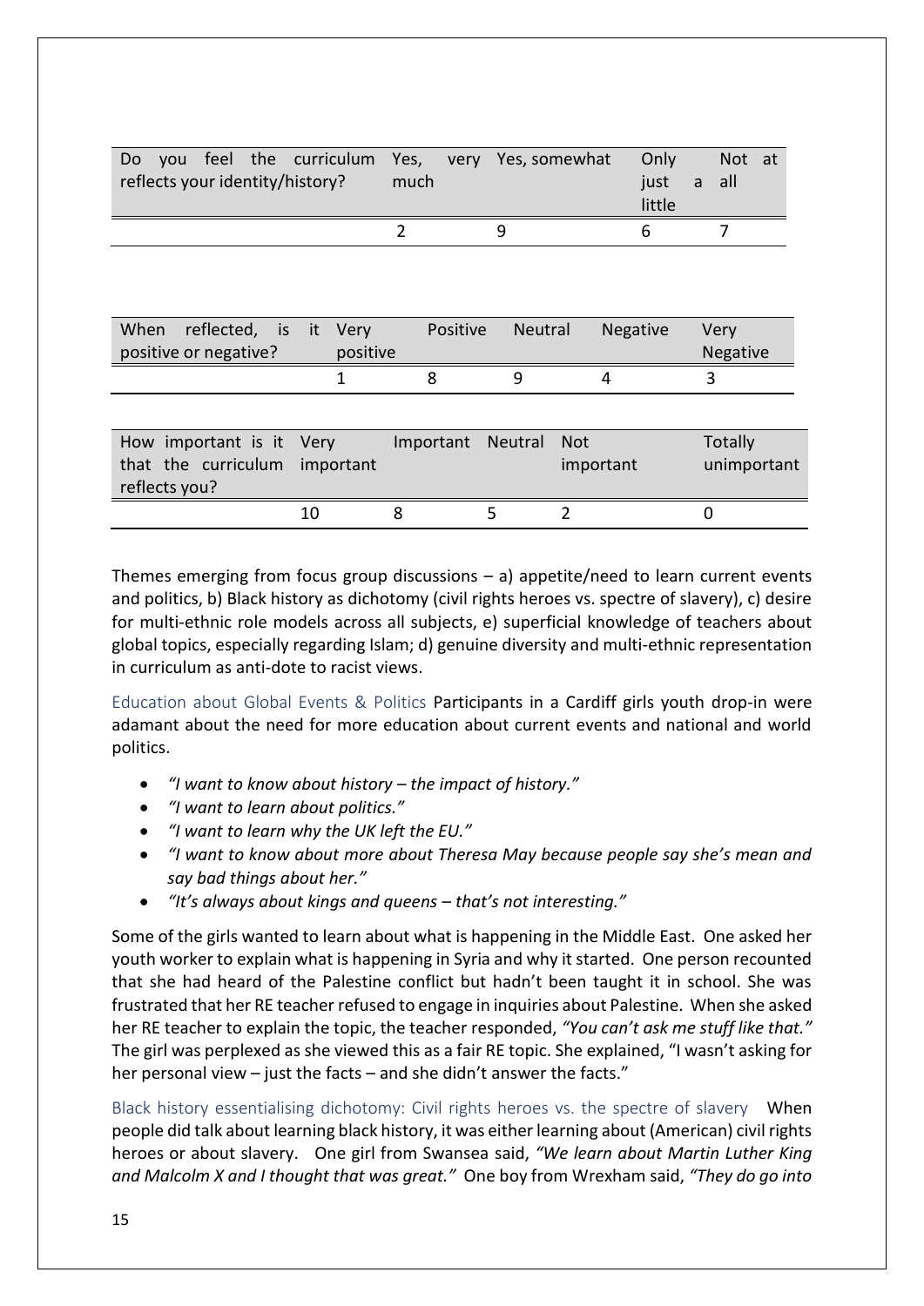| Do you feel the curriculum reflects your identity/history? | Yes, very much | Yes, somewhat | Only just a little | Not at all |
|---|---|---|---|---|
| | 2 | 9 | 6 | 7 |

| When reflected, is it positive or negative? | Very positive | Positive | Neutral | Negative | Very Negative |
|---|---|---|---|---|---|
| | 1 | 8 | 9 | 4 | 3 |

| How important is it that the curriculum reflects you? | Very important | Important | Neutral | Not important | Totally unimportant |
|---|---|---|---|---|---|
| | 10 | 8 | 5 | 2 | 0 |

Themes emerging from focus group discussions – a) appetite/need to learn current events and politics, b) Black history as dichotomy (civil rights heroes vs. spectre of slavery), c) desire for multi-ethnic role models across all subjects, e) superficial knowledge of teachers about global topics, especially regarding Islam; d) genuine diversity and multi-ethnic representation in curriculum as anti-dote to racist views.

Education about Global Events & Politics Participants in a Cardiff girls youth drop-in were adamant about the need for more education about current events and national and world politics.

- *"I want to know about history – the impact of history."*
- *"I want to learn about politics."*
- *"I want to learn why the UK left the EU."*
- *"I want to know about more about Theresa May because people say she's mean and say bad things about her."*
- *"It's always about kings and queens – that's not interesting."*

Some of the girls wanted to learn about what is happening in the Middle East. One asked her youth worker to explain what is happening in Syria and why it started. One person recounted that she had heard of the Palestine conflict but hadn't been taught it in school. She was frustrated that her RE teacher refused to engage in inquiries about Palestine. When she asked her RE teacher to explain the topic, the teacher responded, *"You can't ask me stuff like that."* The girl was perplexed as she viewed this as a fair RE topic. She explained, "I wasn't asking for her personal view – just the facts – and she didn't answer the facts."

Black history essentialising dichotomy: Civil rights heroes vs. the spectre of slavery When people did talk about learning black history, it was either learning about (American) civil rights heroes or about slavery. One girl from Swansea said, *"We learn about Martin Luther King and Malcolm X and I thought that was great."* One boy from Wrexham said, *"They do go into*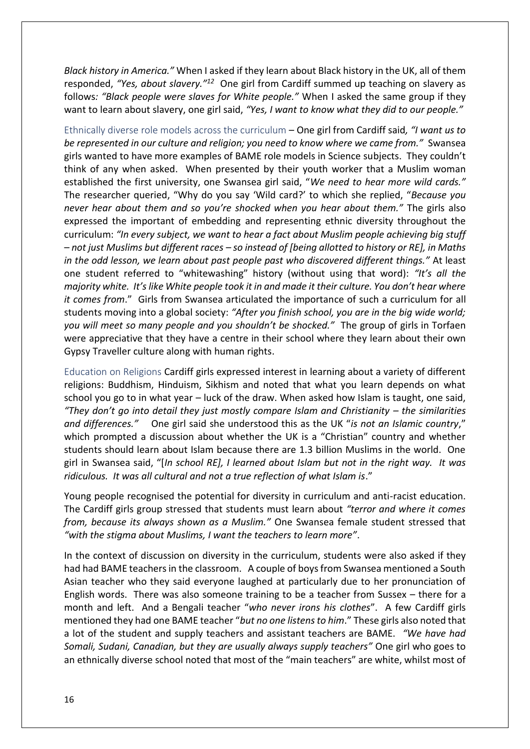*Black history in America."* When I asked if they learn about Black history in the UK, all of them responded, *"Yes, about slavery."*[12] One girl from Cardiff summed up teaching on slavery as follows*: "Black people were slaves for White people."* When I asked the same group if they want to learn about slavery, one girl said, *"Yes, I want to know what they did to our people."*

Ethnically diverse role models across the curriculum – One girl from Cardiff said*, "I want us to be represented in our culture and religion; you need to know where we came from."* Swansea girls wanted to have more examples of BAME role models in Science subjects. They couldn't think of any when asked. When presented by their youth worker that a Muslim woman established the first university, one Swansea girl said, "*We need to hear more wild cards."* The researcher queried, "Why do you say 'Wild card?' to which she replied, "*Because you never hear about them and so you're shocked when you hear about them."* The girls also expressed the important of embedding and representing ethnic diversity throughout the curriculum: *"In every subject, we want to hear a fact about Muslim people achieving big stuff – not just Muslims but different races – so instead of [being allotted to history or RE], in Maths in the odd lesson, we learn about past people past who discovered different things."* At least one student referred to "whitewashing" history (without using that word): *"It's all the majority white. It's like White people took it in and made it their culture. You don't hear where it comes from*." Girls from Swansea articulated the importance of such a curriculum for all students moving into a global society: *"After you finish school, you are in the big wide world; you will meet so many people and you shouldn't be shocked."* The group of girls in Torfaen were appreciative that they have a centre in their school where they learn about their own Gypsy Traveller culture along with human rights.

Education on Religions Cardiff girls expressed interest in learning about a variety of different religions: Buddhism, Hinduism, Sikhism and noted that what you learn depends on what school you go to in what year – luck of the draw. When asked how Islam is taught, one said, *"They don't go into detail they just mostly compare Islam and Christianity – the similarities and differences."* One girl said she understood this as the UK "*is not an Islamic country*," which prompted a discussion about whether the UK is a "Christian" country and whether students should learn about Islam because there are 1.3 billion Muslims in the world. One girl in Swansea said, "[*In school RE], I learned about Islam but not in the right way. It was ridiculous. It was all cultural and not a true reflection of what Islam is*."

Young people recognised the potential for diversity in curriculum and anti-racist education. The Cardiff girls group stressed that students must learn about *"terror and where it comes from, because its always shown as a Muslim."* One Swansea female student stressed that *"with the stigma about Muslims, I want the teachers to learn more"*.

In the context of discussion on diversity in the curriculum, students were also asked if they had had BAME teachers in the classroom. A couple of boys from Swansea mentioned a South Asian teacher who they said everyone laughed at particularly due to her pronunciation of English words. There was also someone training to be a teacher from Sussex – there for a month and left. And a Bengali teacher "*who never irons his clothes*". A few Cardiff girls mentioned they had one BAME teacher "*but no one listens to him*." These girls also noted that a lot of the student and supply teachers and assistant teachers are BAME. *"We have had Somali, Sudani, Canadian, but they are usually always supply teachers"* One girl who goes to an ethnically diverse school noted that most of the "main teachers" are white, whilst most of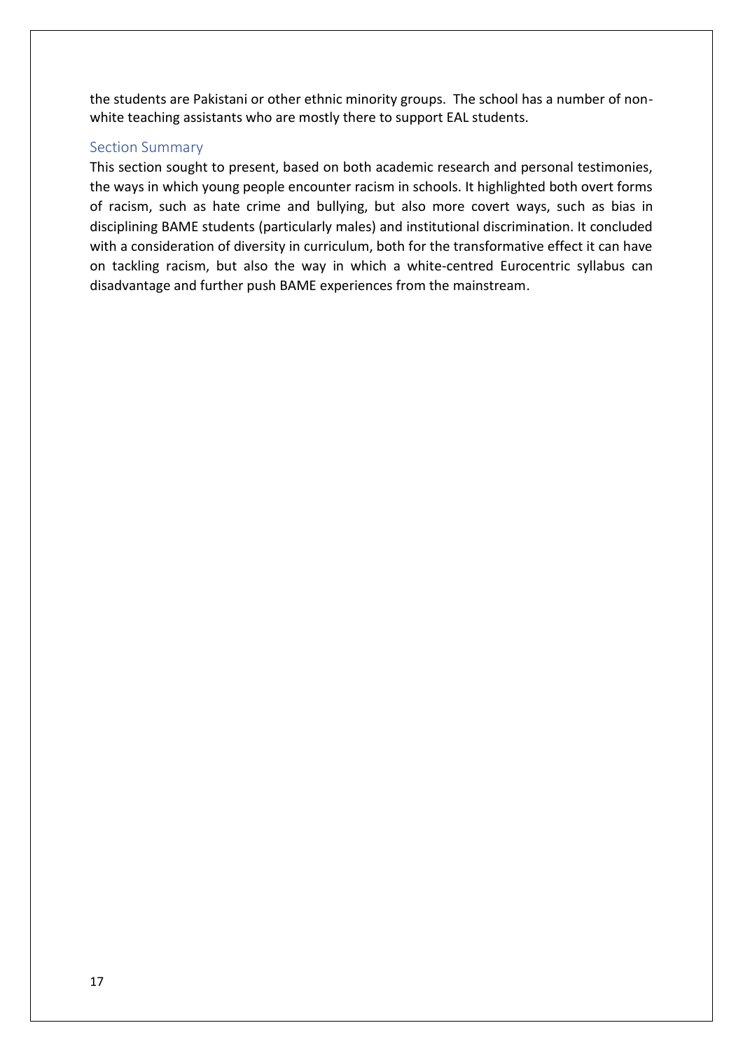the students are Pakistani or other ethnic minority groups. The school has a number of non-white teaching assistants who are mostly there to support EAL students.

### Section Summary

This section sought to present, based on both academic research and personal testimonies, the ways in which young people encounter racism in schools. It highlighted both overt forms of racism, such as hate crime and bullying, but also more covert ways, such as bias in disciplining BAME students (particularly males) and institutional discrimination. It concluded with a consideration of diversity in curriculum, both for the transformative effect it can have on tackling racism, but also the way in which a white-centred Eurocentric syllabus can disadvantage and further push BAME experiences from the mainstream.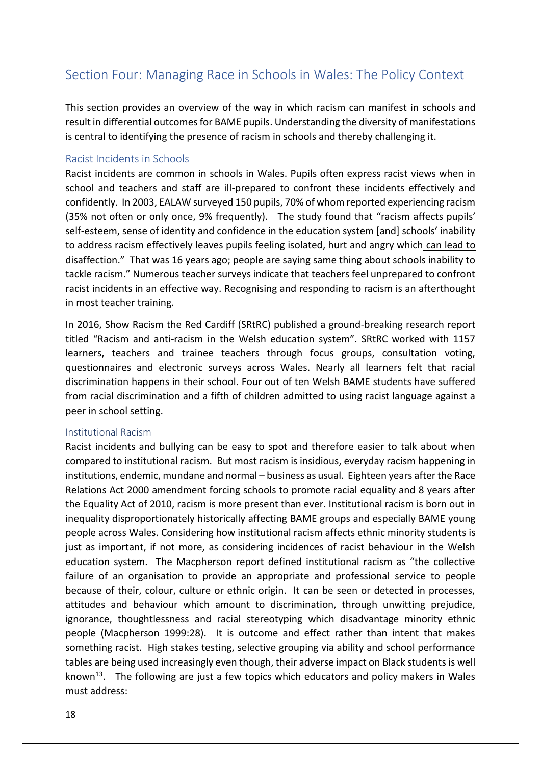## Section Four: Managing Race in Schools in Wales: The Policy Context

This section provides an overview of the way in which racism can manifest in schools and result in differential outcomes for BAME pupils. Understanding the diversity of manifestations is central to identifying the presence of racism in schools and thereby challenging it.

### Racist Incidents in Schools

Racist incidents are common in schools in Wales. Pupils often express racist views when in school and teachers and staff are ill-prepared to confront these incidents effectively and confidently. In 2003, EALAW surveyed 150 pupils, 70% of whom reported experiencing racism (35% not often or only once, 9% frequently). The study found that "racism affects pupils' self-esteem, sense of identity and confidence in the education system [and] schools' inability to address racism effectively leaves pupils feeling isolated, hurt and angry which can lead to disaffection." That was 16 years ago; people are saying same thing about schools inability to tackle racism." Numerous teacher surveys indicate that teachers feel unprepared to confront racist incidents in an effective way. Recognising and responding to racism is an afterthought in most teacher training.

In 2016, Show Racism the Red Cardiff (SRtRC) published a ground-breaking research report titled "Racism and anti-racism in the Welsh education system". SRtRC worked with 1157 learners, teachers and trainee teachers through focus groups, consultation voting, questionnaires and electronic surveys across Wales. Nearly all learners felt that racial discrimination happens in their school. Four out of ten Welsh BAME students have suffered from racial discrimination and a fifth of children admitted to using racist language against a peer in school setting.

### Institutional Racism

Racist incidents and bullying can be easy to spot and therefore easier to talk about when compared to institutional racism. But most racism is insidious, everyday racism happening in institutions, endemic, mundane and normal – business as usual. Eighteen years after the Race Relations Act 2000 amendment forcing schools to promote racial equality and 8 years after the Equality Act of 2010, racism is more present than ever. Institutional racism is born out in inequality disproportionately historically affecting BAME groups and especially BAME young people across Wales. Considering how institutional racism affects ethnic minority students is just as important, if not more, as considering incidences of racist behaviour in the Welsh education system. The Macpherson report defined institutional racism as "the collective failure of an organisation to provide an appropriate and professional service to people because of their, colour, culture or ethnic origin. It can be seen or detected in processes, attitudes and behaviour which amount to discrimination, through unwitting prejudice, ignorance, thoughtlessness and racial stereotyping which disadvantage minority ethnic people (Macpherson 1999:28). It is outcome and effect rather than intent that makes something racist. High stakes testing, selective grouping via ability and school performance tables are being used increasingly even though, their adverse impact on Black students is well known[13]. The following are just a few topics which educators and policy makers in Wales must address: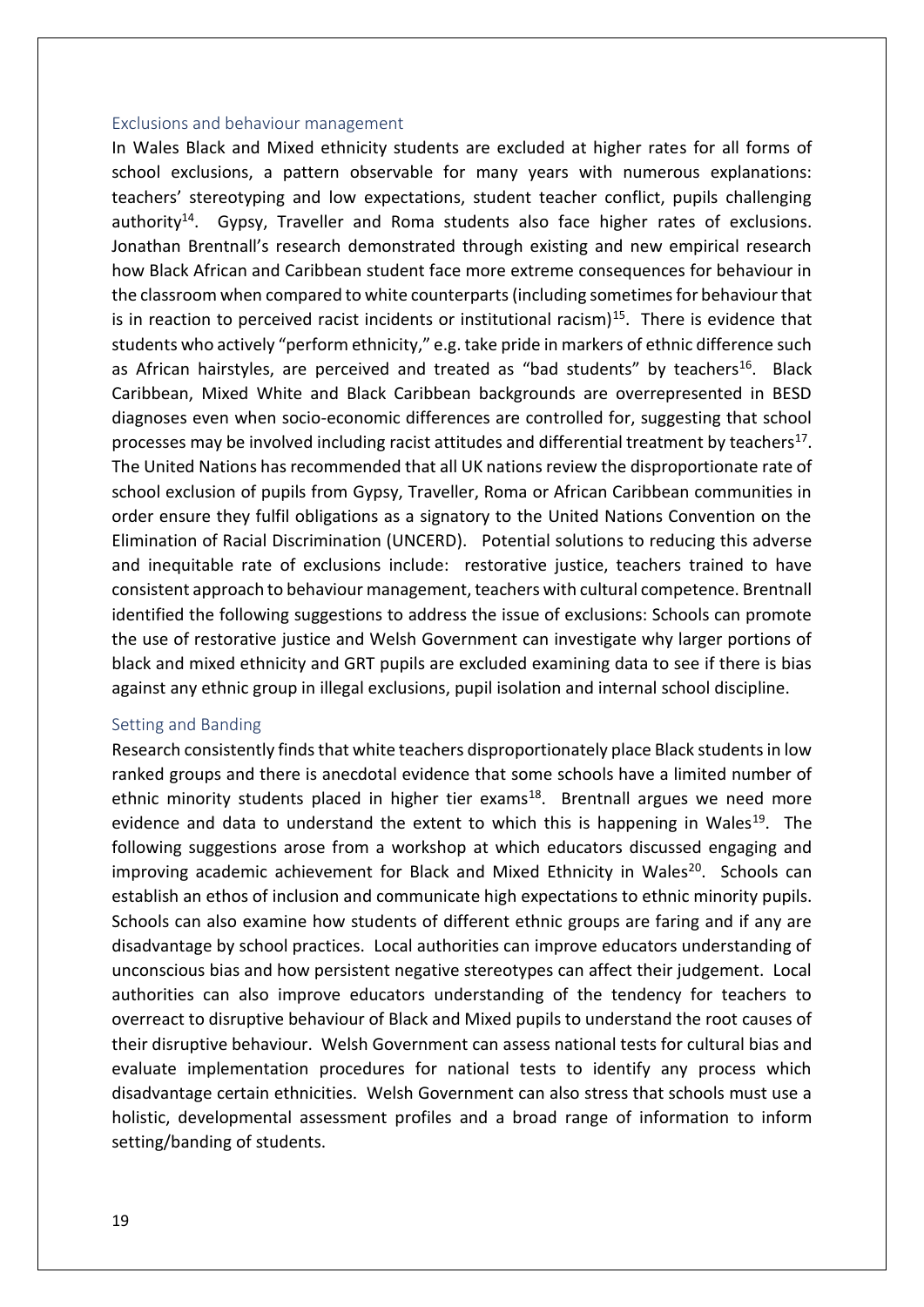## Exclusions and behaviour management

In Wales Black and Mixed ethnicity students are excluded at higher rates for all forms of school exclusions, a pattern observable for many years with numerous explanations: teachers' stereotyping and low expectations, student teacher conflict, pupils challenging authority[14]. Gypsy, Traveller and Roma students also face higher rates of exclusions. Jonathan Brentnall's research demonstrated through existing and new empirical research how Black African and Caribbean student face more extreme consequences for behaviour in the classroom when compared to white counterparts (including sometimes for behaviour that is in reaction to perceived racist incidents or institutional racism)[15]. There is evidence that students who actively "perform ethnicity," e.g. take pride in markers of ethnic difference such as African hairstyles, are perceived and treated as "bad students" by teachers[16]. Black Caribbean, Mixed White and Black Caribbean backgrounds are overrepresented in BESD diagnoses even when socio-economic differences are controlled for, suggesting that school processes may be involved including racist attitudes and differential treatment by teachers[17]. The United Nations has recommended that all UK nations review the disproportionate rate of school exclusion of pupils from Gypsy, Traveller, Roma or African Caribbean communities in order ensure they fulfil obligations as a signatory to the United Nations Convention on the Elimination of Racial Discrimination (UNCERD). Potential solutions to reducing this adverse and inequitable rate of exclusions include: restorative justice, teachers trained to have consistent approach to behaviour management, teachers with cultural competence. Brentnall identified the following suggestions to address the issue of exclusions: Schools can promote the use of restorative justice and Welsh Government can investigate why larger portions of black and mixed ethnicity and GRT pupils are excluded examining data to see if there is bias against any ethnic group in illegal exclusions, pupil isolation and internal school discipline.

## Setting and Banding

Research consistently finds that white teachers disproportionately place Black students in low ranked groups and there is anecdotal evidence that some schools have a limited number of ethnic minority students placed in higher tier exams[18]. Brentnall argues we need more evidence and data to understand the extent to which this is happening in Wales[19]. The following suggestions arose from a workshop at which educators discussed engaging and improving academic achievement for Black and Mixed Ethnicity in Wales[20]. Schools can establish an ethos of inclusion and communicate high expectations to ethnic minority pupils. Schools can also examine how students of different ethnic groups are faring and if any are disadvantage by school practices. Local authorities can improve educators understanding of unconscious bias and how persistent negative stereotypes can affect their judgement. Local authorities can also improve educators understanding of the tendency for teachers to overreact to disruptive behaviour of Black and Mixed pupils to understand the root causes of their disruptive behaviour. Welsh Government can assess national tests for cultural bias and evaluate implementation procedures for national tests to identify any process which disadvantage certain ethnicities. Welsh Government can also stress that schools must use a holistic, developmental assessment profiles and a broad range of information to inform setting/banding of students.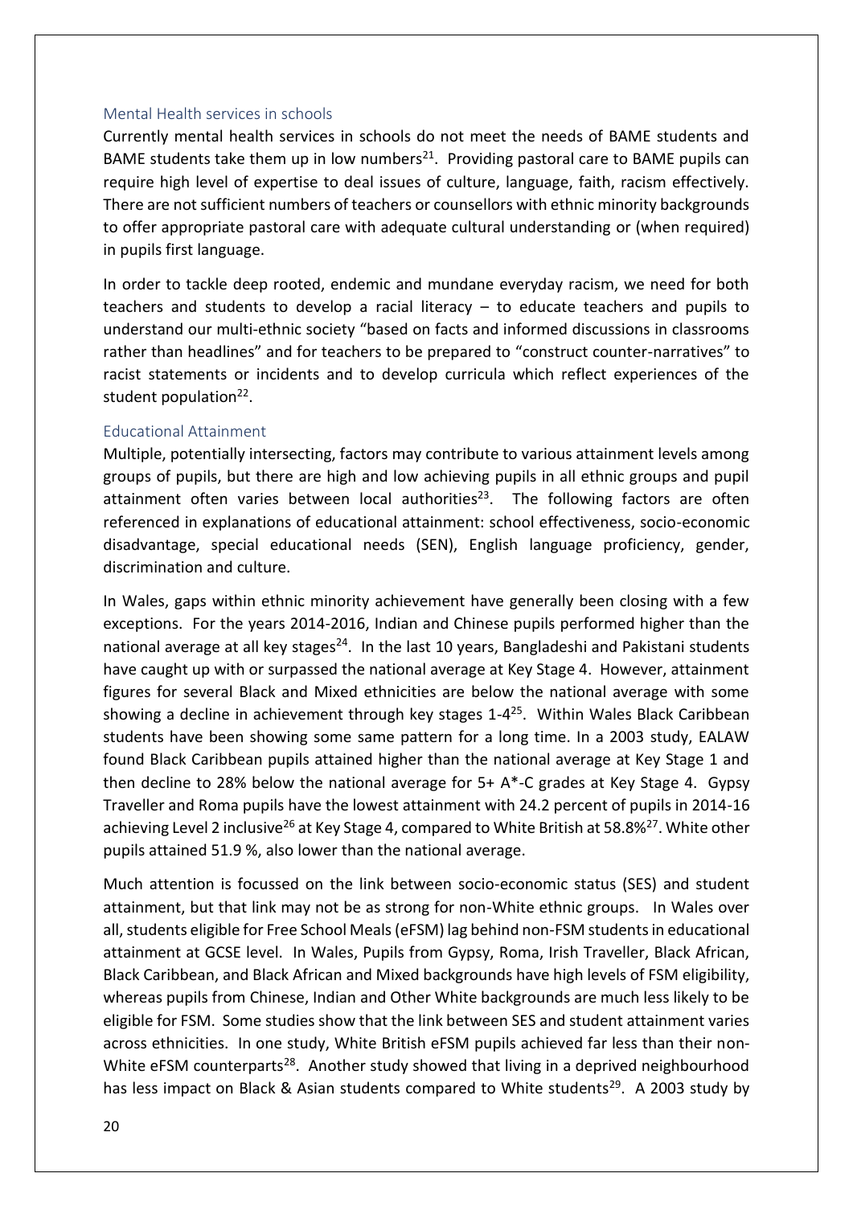### Mental Health services in schools

Currently mental health services in schools do not meet the needs of BAME students and BAME students take them up in low numbers[21]. Providing pastoral care to BAME pupils can require high level of expertise to deal issues of culture, language, faith, racism effectively. There are not sufficient numbers of teachers or counsellors with ethnic minority backgrounds to offer appropriate pastoral care with adequate cultural understanding or (when required) in pupils first language.

In order to tackle deep rooted, endemic and mundane everyday racism, we need for both teachers and students to develop a racial literacy – to educate teachers and pupils to understand our multi-ethnic society "based on facts and informed discussions in classrooms rather than headlines" and for teachers to be prepared to "construct counter-narratives" to racist statements or incidents and to develop curricula which reflect experiences of the student population[22].

### Educational Attainment

Multiple, potentially intersecting, factors may contribute to various attainment levels among groups of pupils, but there are high and low achieving pupils in all ethnic groups and pupil attainment often varies between local authorities[23]. The following factors are often referenced in explanations of educational attainment: school effectiveness, socio-economic disadvantage, special educational needs (SEN), English language proficiency, gender, discrimination and culture.

In Wales, gaps within ethnic minority achievement have generally been closing with a few exceptions. For the years 2014-2016, Indian and Chinese pupils performed higher than the national average at all key stages[24]. In the last 10 years, Bangladeshi and Pakistani students have caught up with or surpassed the national average at Key Stage 4. However, attainment figures for several Black and Mixed ethnicities are below the national average with some showing a decline in achievement through key stages 1-4[25]. Within Wales Black Caribbean students have been showing some same pattern for a long time. In a 2003 study, EALAW found Black Caribbean pupils attained higher than the national average at Key Stage 1 and then decline to 28% below the national average for 5+ A*-C grades at Key Stage 4. Gypsy Traveller and Roma pupils have the lowest attainment with 24.2 percent of pupils in 2014-16 achieving Level 2 inclusive[26] at Key Stage 4, compared to White British at 58.8%[27]. White other pupils attained 51.9 %, also lower than the national average.

Much attention is focussed on the link between socio-economic status (SES) and student attainment, but that link may not be as strong for non-White ethnic groups. In Wales over all, students eligible for Free School Meals (eFSM) lag behind non-FSM students in educational attainment at GCSE level. In Wales, Pupils from Gypsy, Roma, Irish Traveller, Black African, Black Caribbean, and Black African and Mixed backgrounds have high levels of FSM eligibility, whereas pupils from Chinese, Indian and Other White backgrounds are much less likely to be eligible for FSM. Some studies show that the link between SES and student attainment varies across ethnicities. In one study, White British eFSM pupils achieved far less than their non-White eFSM counterparts[28]. Another study showed that living in a deprived neighbourhood has less impact on Black & Asian students compared to White students[29]. A 2003 study by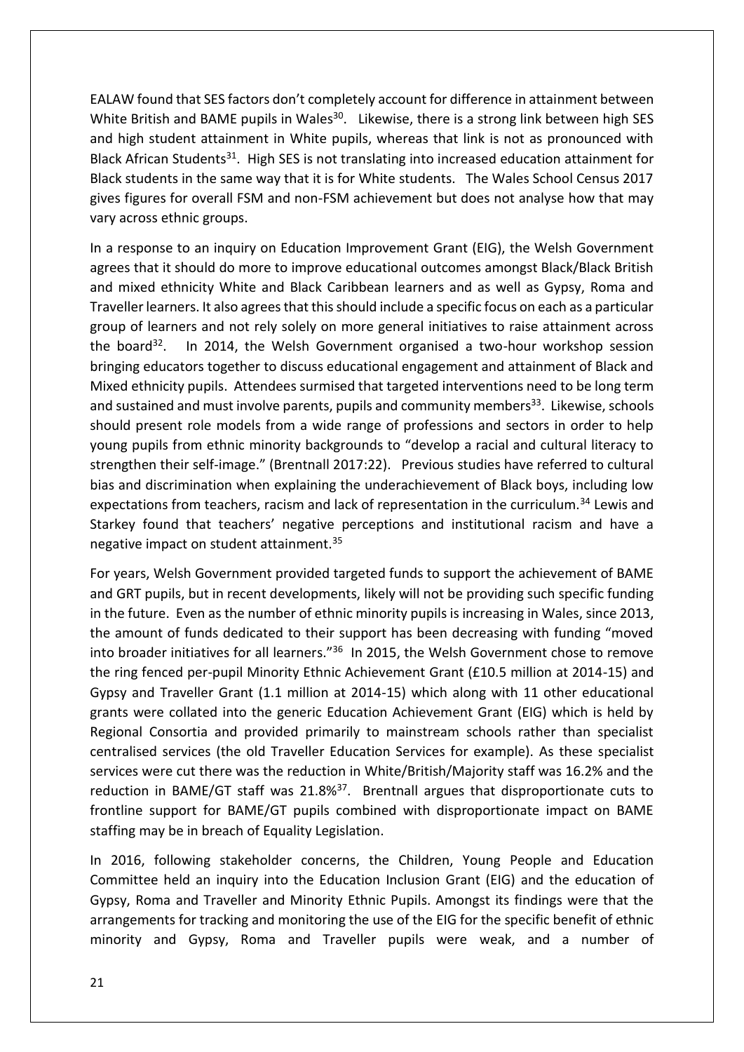EALAW found that SES factors don't completely account for difference in attainment between White British and BAME pupils in Wales[30]. Likewise, there is a strong link between high SES and high student attainment in White pupils, whereas that link is not as pronounced with Black African Students[31]. High SES is not translating into increased education attainment for Black students in the same way that it is for White students. The Wales School Census 2017 gives figures for overall FSM and non-FSM achievement but does not analyse how that may vary across ethnic groups.

In a response to an inquiry on Education Improvement Grant (EIG), the Welsh Government agrees that it should do more to improve educational outcomes amongst Black/Black British and mixed ethnicity White and Black Caribbean learners and as well as Gypsy, Roma and Traveller learners. It also agrees that this should include a specific focus on each as a particular group of learners and not rely solely on more general initiatives to raise attainment across the board[32]. In 2014, the Welsh Government organised a two-hour workshop session bringing educators together to discuss educational engagement and attainment of Black and Mixed ethnicity pupils. Attendees surmised that targeted interventions need to be long term and sustained and must involve parents, pupils and community members[33]. Likewise, schools should present role models from a wide range of professions and sectors in order to help young pupils from ethnic minority backgrounds to "develop a racial and cultural literacy to strengthen their self-image." (Brentnall 2017:22). Previous studies have referred to cultural bias and discrimination when explaining the underachievement of Black boys, including low expectations from teachers, racism and lack of representation in the curriculum.[34] Lewis and Starkey found that teachers' negative perceptions and institutional racism and have a negative impact on student attainment.[35]

For years, Welsh Government provided targeted funds to support the achievement of BAME and GRT pupils, but in recent developments, likely will not be providing such specific funding in the future. Even as the number of ethnic minority pupils is increasing in Wales, since 2013, the amount of funds dedicated to their support has been decreasing with funding "moved into broader initiatives for all learners."[36] In 2015, the Welsh Government chose to remove the ring fenced per-pupil Minority Ethnic Achievement Grant (£10.5 million at 2014-15) and Gypsy and Traveller Grant (1.1 million at 2014-15) which along with 11 other educational grants were collated into the generic Education Achievement Grant (EIG) which is held by Regional Consortia and provided primarily to mainstream schools rather than specialist centralised services (the old Traveller Education Services for example). As these specialist services were cut there was the reduction in White/British/Majority staff was 16.2% and the reduction in BAME/GT staff was 21.8%[37]. Brentnall argues that disproportionate cuts to frontline support for BAME/GT pupils combined with disproportionate impact on BAME staffing may be in breach of Equality Legislation.

In 2016, following stakeholder concerns, the Children, Young People and Education Committee held an inquiry into the Education Inclusion Grant (EIG) and the education of Gypsy, Roma and Traveller and Minority Ethnic Pupils. Amongst its findings were that the arrangements for tracking and monitoring the use of the EIG for the specific benefit of ethnic minority and Gypsy, Roma and Traveller pupils were weak, and a number of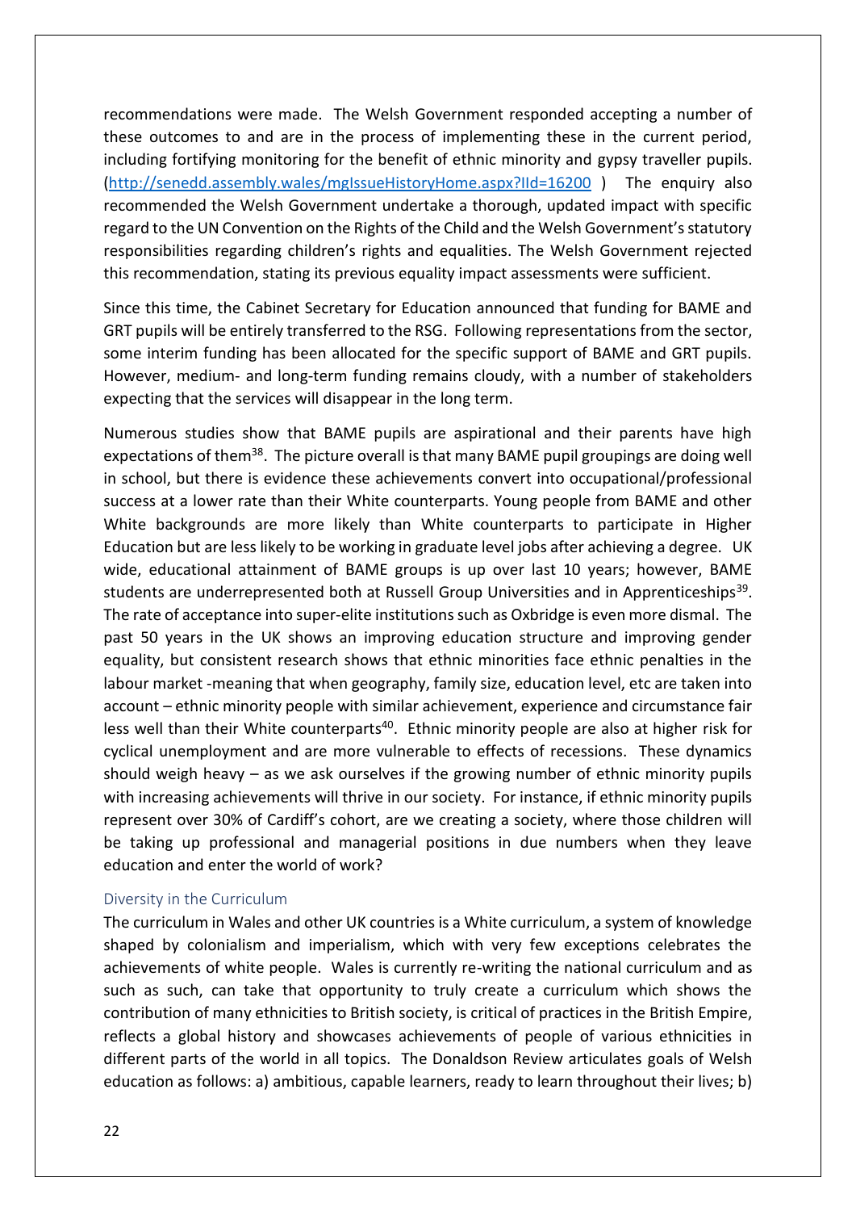recommendations were made. The Welsh Government responded accepting a number of these outcomes to and are in the process of implementing these in the current period, including fortifying monitoring for the benefit of ethnic minority and gypsy traveller pupils. (http://senedd.assembly.wales/mgIssueHistoryHome.aspx?IId=16200 ) The enquiry also recommended the Welsh Government undertake a thorough, updated impact with specific regard to the UN Convention on the Rights of the Child and the Welsh Government's statutory responsibilities regarding children's rights and equalities. The Welsh Government rejected this recommendation, stating its previous equality impact assessments were sufficient.

Since this time, the Cabinet Secretary for Education announced that funding for BAME and GRT pupils will be entirely transferred to the RSG. Following representations from the sector, some interim funding has been allocated for the specific support of BAME and GRT pupils. However, medium- and long-term funding remains cloudy, with a number of stakeholders expecting that the services will disappear in the long term.

Numerous studies show that BAME pupils are aspirational and their parents have high expectations of them[38]. The picture overall is that many BAME pupil groupings are doing well in school, but there is evidence these achievements convert into occupational/professional success at a lower rate than their White counterparts. Young people from BAME and other White backgrounds are more likely than White counterparts to participate in Higher Education but are less likely to be working in graduate level jobs after achieving a degree. UK wide, educational attainment of BAME groups is up over last 10 years; however, BAME students are underrepresented both at Russell Group Universities and in Apprenticeships[39]. The rate of acceptance into super-elite institutions such as Oxbridge is even more dismal. The past 50 years in the UK shows an improving education structure and improving gender equality, but consistent research shows that ethnic minorities face ethnic penalties in the labour market -meaning that when geography, family size, education level, etc are taken into account – ethnic minority people with similar achievement, experience and circumstance fair less well than their White counterparts[40]. Ethnic minority people are also at higher risk for cyclical unemployment and are more vulnerable to effects of recessions. These dynamics should weigh heavy – as we ask ourselves if the growing number of ethnic minority pupils with increasing achievements will thrive in our society. For instance, if ethnic minority pupils represent over 30% of Cardiff's cohort, are we creating a society, where those children will be taking up professional and managerial positions in due numbers when they leave education and enter the world of work?

### Diversity in the Curriculum

The curriculum in Wales and other UK countries is a White curriculum, a system of knowledge shaped by colonialism and imperialism, which with very few exceptions celebrates the achievements of white people. Wales is currently re-writing the national curriculum and as such as such, can take that opportunity to truly create a curriculum which shows the contribution of many ethnicities to British society, is critical of practices in the British Empire, reflects a global history and showcases achievements of people of various ethnicities in different parts of the world in all topics. The Donaldson Review articulates goals of Welsh education as follows: a) ambitious, capable learners, ready to learn throughout their lives; b)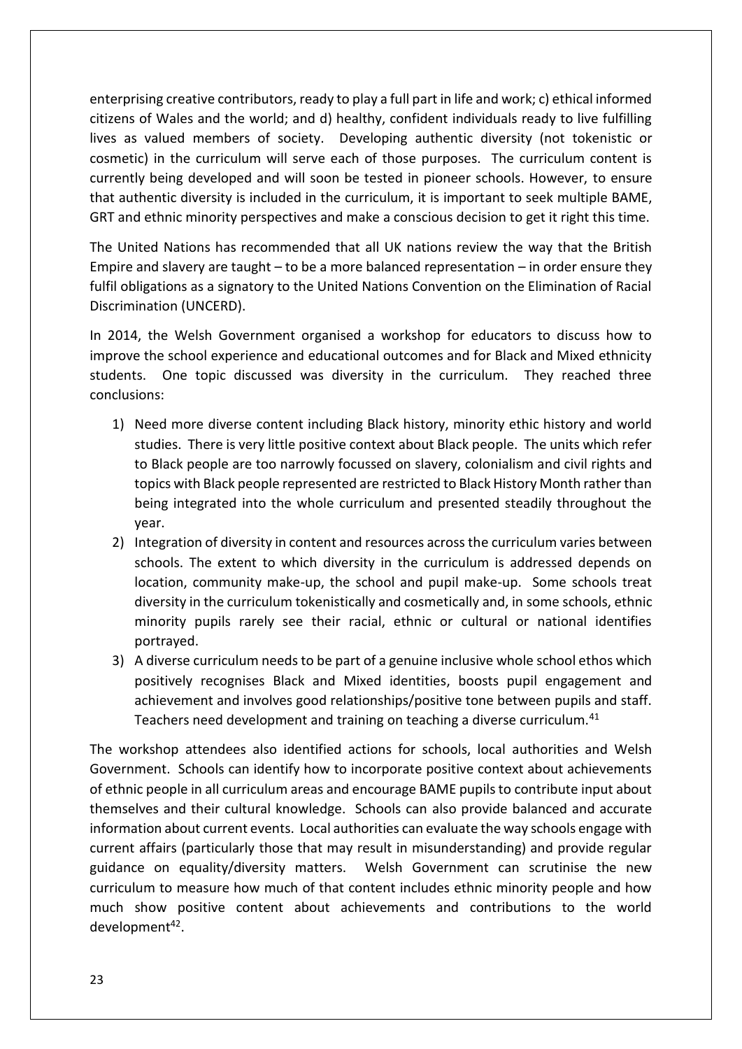enterprising creative contributors, ready to play a full part in life and work; c) ethical informed citizens of Wales and the world; and d) healthy, confident individuals ready to live fulfilling lives as valued members of society. Developing authentic diversity (not tokenistic or cosmetic) in the curriculum will serve each of those purposes. The curriculum content is currently being developed and will soon be tested in pioneer schools. However, to ensure that authentic diversity is included in the curriculum, it is important to seek multiple BAME, GRT and ethnic minority perspectives and make a conscious decision to get it right this time.

The United Nations has recommended that all UK nations review the way that the British Empire and slavery are taught – to be a more balanced representation – in order ensure they fulfil obligations as a signatory to the United Nations Convention on the Elimination of Racial Discrimination (UNCERD).

In 2014, the Welsh Government organised a workshop for educators to discuss how to improve the school experience and educational outcomes and for Black and Mixed ethnicity students. One topic discussed was diversity in the curriculum. They reached three conclusions:

1) Need more diverse content including Black history, minority ethic history and world studies. There is very little positive context about Black people. The units which refer to Black people are too narrowly focussed on slavery, colonialism and civil rights and topics with Black people represented are restricted to Black History Month rather than being integrated into the whole curriculum and presented steadily throughout the year.
2) Integration of diversity in content and resources across the curriculum varies between schools. The extent to which diversity in the curriculum is addressed depends on location, community make-up, the school and pupil make-up. Some schools treat diversity in the curriculum tokenistically and cosmetically and, in some schools, ethnic minority pupils rarely see their racial, ethnic or cultural or national identifies portrayed.
3) A diverse curriculum needs to be part of a genuine inclusive whole school ethos which positively recognises Black and Mixed identities, boosts pupil engagement and achievement and involves good relationships/positive tone between pupils and staff. Teachers need development and training on teaching a diverse curriculum.[41]

The workshop attendees also identified actions for schools, local authorities and Welsh Government. Schools can identify how to incorporate positive context about achievements of ethnic people in all curriculum areas and encourage BAME pupils to contribute input about themselves and their cultural knowledge. Schools can also provide balanced and accurate information about current events. Local authorities can evaluate the way schools engage with current affairs (particularly those that may result in misunderstanding) and provide regular guidance on equality/diversity matters. Welsh Government can scrutinise the new curriculum to measure how much of that content includes ethnic minority people and how much show positive content about achievements and contributions to the world development[42].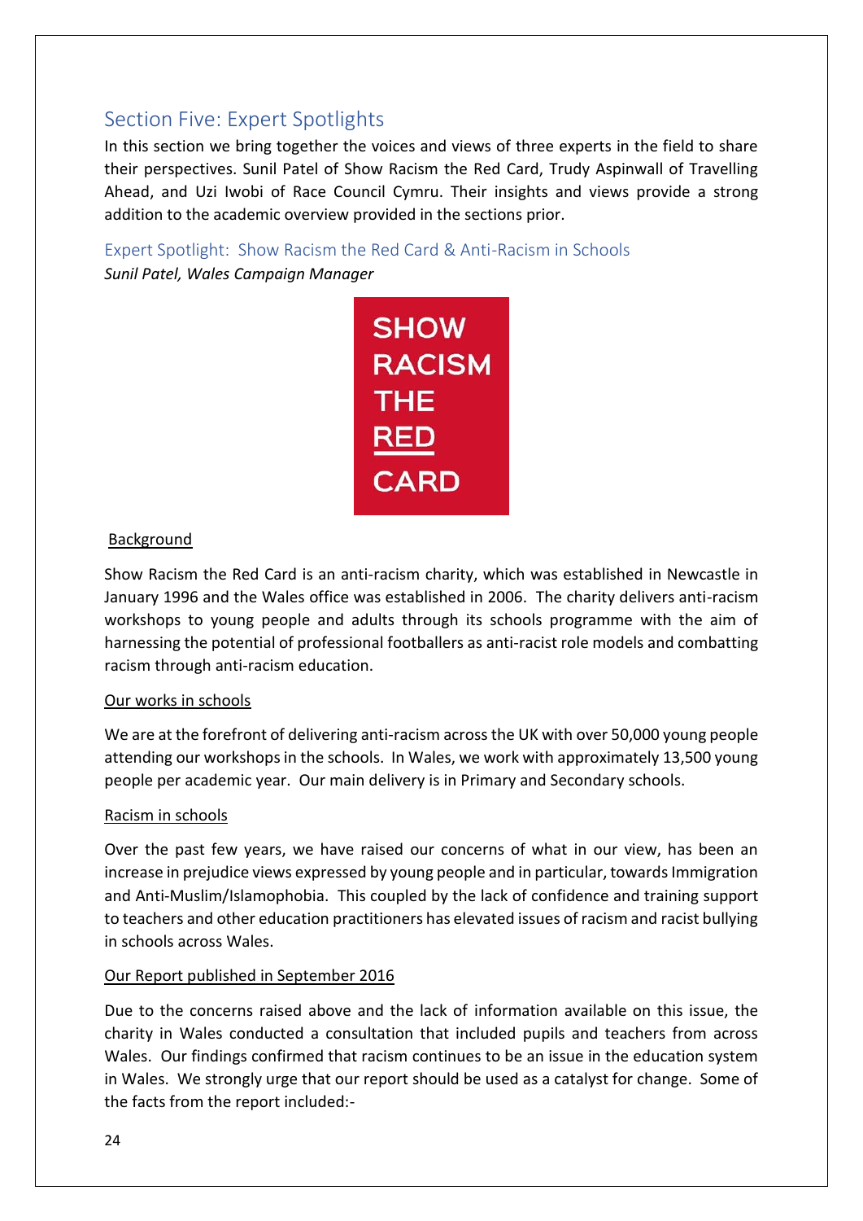## Section Five: Expert Spotlights

In this section we bring together the voices and views of three experts in the field to share their perspectives. Sunil Patel of Show Racism the Red Card, Trudy Aspinwall of Travelling Ahead, and Uzi Iwobi of Race Council Cymru. Their insights and views provide a strong addition to the academic overview provided in the sections prior.

### Expert Spotlight: Show Racism the Red Card & Anti-Racism in Schools

*Sunil Patel, Wales Campaign Manager*

SHOW RACISM THE RED CARD

Background

Show Racism the Red Card is an anti-racism charity, which was established in Newcastle in January 1996 and the Wales office was established in 2006. The charity delivers anti-racism workshops to young people and adults through its schools programme with the aim of harnessing the potential of professional footballers as anti-racist role models and combatting racism through anti-racism education.

Our works in schools

We are at the forefront of delivering anti-racism across the UK with over 50,000 young people attending our workshops in the schools. In Wales, we work with approximately 13,500 young people per academic year. Our main delivery is in Primary and Secondary schools.

Racism in schools

Over the past few years, we have raised our concerns of what in our view, has been an increase in prejudice views expressed by young people and in particular, towards Immigration and Anti-Muslim/Islamophobia. This coupled by the lack of confidence and training support to teachers and other education practitioners has elevated issues of racism and racist bullying in schools across Wales.

Our Report published in September 2016

Due to the concerns raised above and the lack of information available on this issue, the charity in Wales conducted a consultation that included pupils and teachers from across Wales. Our findings confirmed that racism continues to be an issue in the education system in Wales. We strongly urge that our report should be used as a catalyst for change. Some of the facts from the report included:-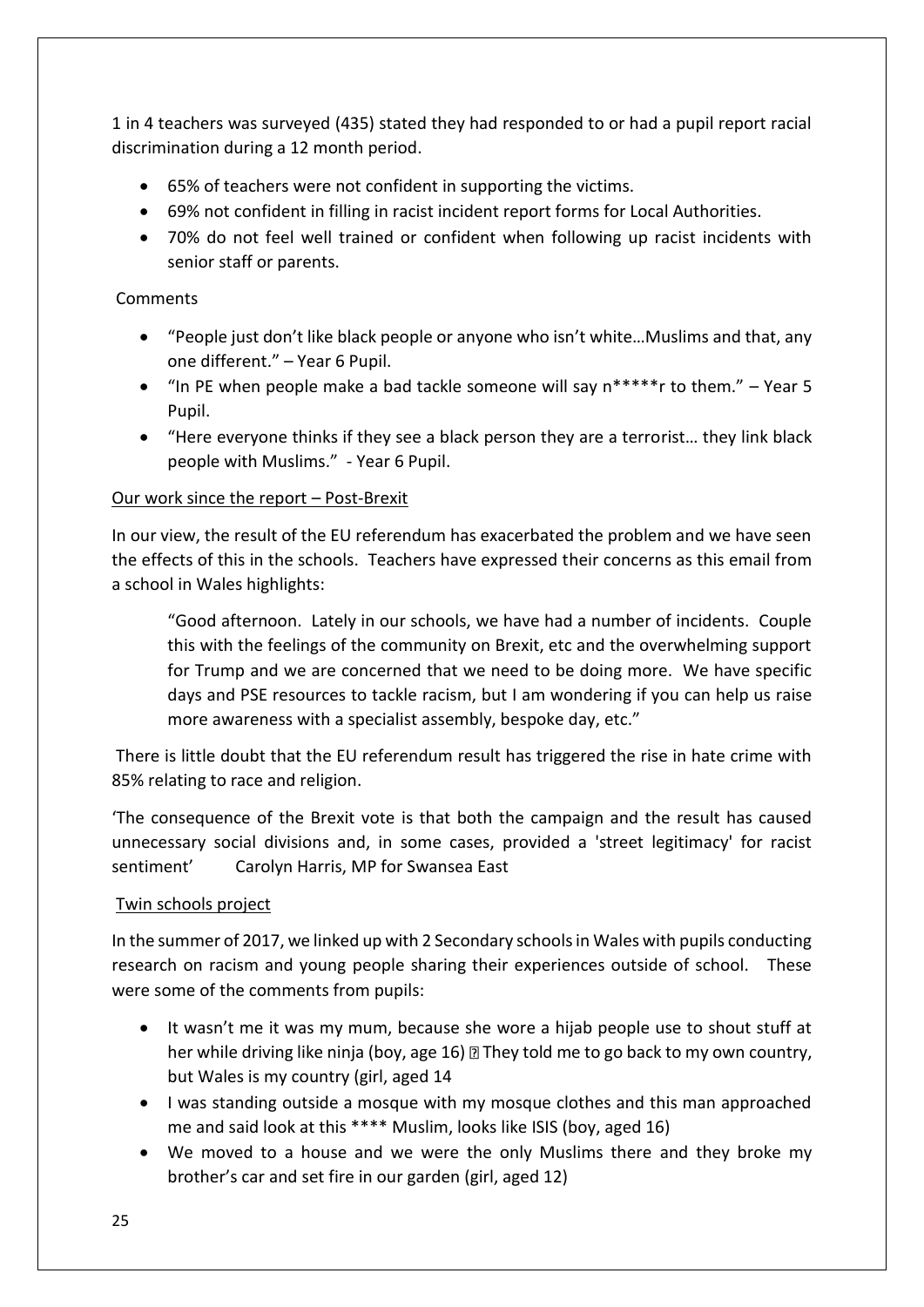1 in 4 teachers was surveyed (435) stated they had responded to or had a pupil report racial discrimination during a 12 month period.

- 65% of teachers were not confident in supporting the victims.
- 69% not confident in filling in racist incident report forms for Local Authorities.
- 70% do not feel well trained or confident when following up racist incidents with senior staff or parents.

Comments

- "People just don't like black people or anyone who isn't white…Muslims and that, any one different." – Year 6 Pupil.
- "In PE when people make a bad tackle someone will say n*****r to them." – Year 5 Pupil.
- "Here everyone thinks if they see a black person they are a terrorist… they link black people with Muslims." - Year 6 Pupil.

<u>Our work since the report – Post-Brexit</u>

In our view, the result of the EU referendum has exacerbated the problem and we have seen the effects of this in the schools. Teachers have expressed their concerns as this email from a school in Wales highlights:

> "Good afternoon. Lately in our schools, we have had a number of incidents. Couple this with the feelings of the community on Brexit, etc and the overwhelming support for Trump and we are concerned that we need to be doing more. We have specific days and PSE resources to tackle racism, but I am wondering if you can help us raise more awareness with a specialist assembly, bespoke day, etc."

There is little doubt that the EU referendum result has triggered the rise in hate crime with 85% relating to race and religion.

'The consequence of the Brexit vote is that both the campaign and the result has caused unnecessary social divisions and, in some cases, provided a 'street legitimacy' for racist sentiment' Carolyn Harris, MP for Swansea East

<u>Twin schools project</u>

In the summer of 2017, we linked up with 2 Secondary schools in Wales with pupils conducting research on racism and young people sharing their experiences outside of school. These were some of the comments from pupils:

- It wasn't me it was my mum, because she wore a hijab people use to shout stuff at her while driving like ninja (boy, age 16)  They told me to go back to my own country, but Wales is my country (girl, aged 14
- I was standing outside a mosque with my mosque clothes and this man approached me and said look at this **** Muslim, looks like ISIS (boy, aged 16)
- We moved to a house and we were the only Muslims there and they broke my brother's car and set fire in our garden (girl, aged 12)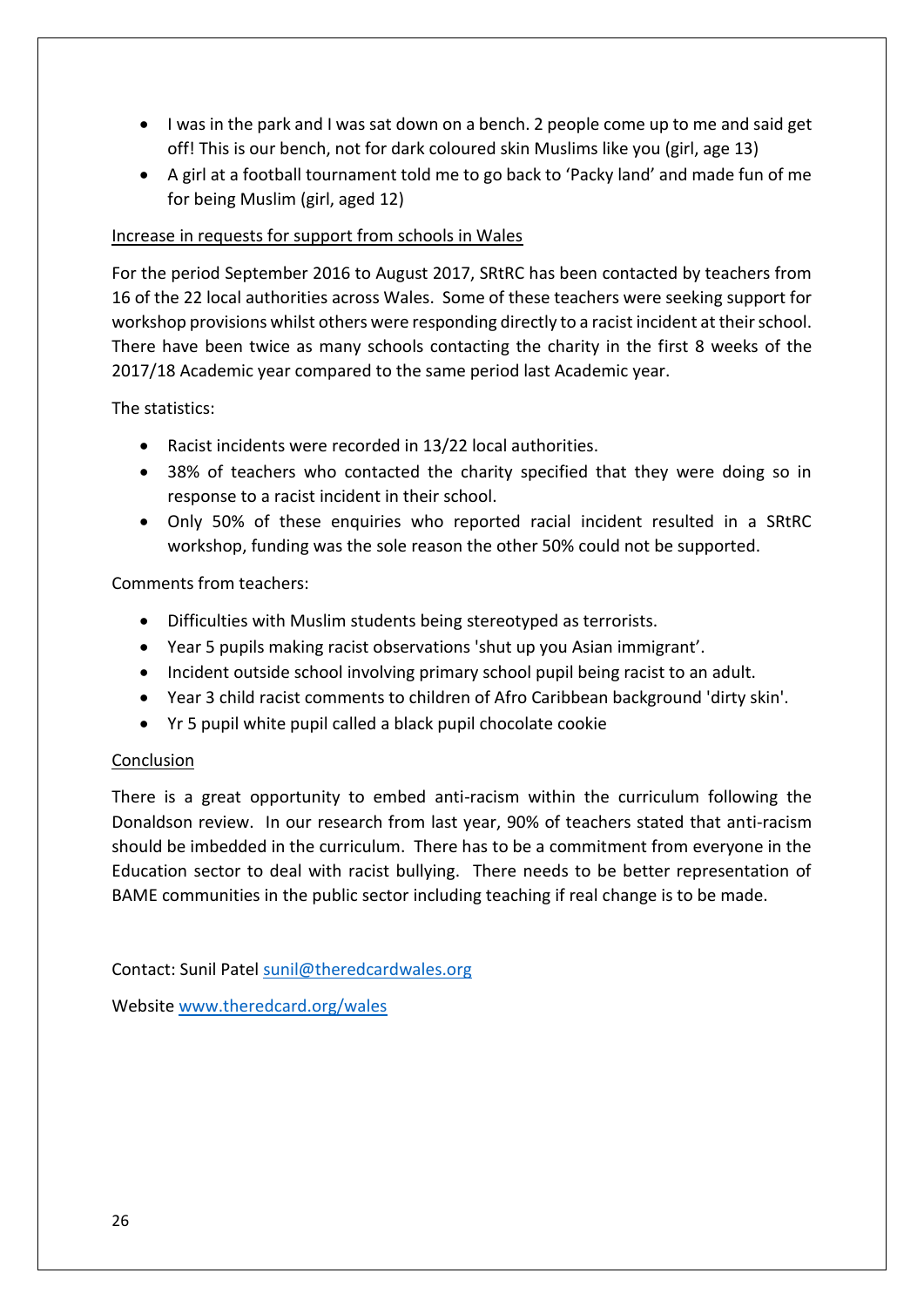- I was in the park and I was sat down on a bench. 2 people come up to me and said get off! This is our bench, not for dark coloured skin Muslims like you (girl, age 13)
- A girl at a football tournament told me to go back to 'Packy land' and made fun of me for being Muslim (girl, aged 12)

<u>Increase in requests for support from schools in Wales</u>

For the period September 2016 to August 2017, SRtRC has been contacted by teachers from 16 of the 22 local authorities across Wales. Some of these teachers were seeking support for workshop provisions whilst others were responding directly to a racist incident at their school. There have been twice as many schools contacting the charity in the first 8 weeks of the 2017/18 Academic year compared to the same period last Academic year.

The statistics:

- Racist incidents were recorded in 13/22 local authorities.
- 38% of teachers who contacted the charity specified that they were doing so in response to a racist incident in their school.
- Only 50% of these enquiries who reported racial incident resulted in a SRtRC workshop, funding was the sole reason the other 50% could not be supported.

Comments from teachers:

- Difficulties with Muslim students being stereotyped as terrorists.
- Year 5 pupils making racist observations 'shut up you Asian immigrant'.
- Incident outside school involving primary school pupil being racist to an adult.
- Year 3 child racist comments to children of Afro Caribbean background 'dirty skin'.
- Yr 5 pupil white pupil called a black pupil chocolate cookie

<u>Conclusion</u>

There is a great opportunity to embed anti-racism within the curriculum following the Donaldson review. In our research from last year, 90% of teachers stated that anti-racism should be imbedded in the curriculum. There has to be a commitment from everyone in the Education sector to deal with racist bullying. There needs to be better representation of BAME communities in the public sector including teaching if real change is to be made.

Contact: Sunil Patel sunil@theredcardwales.org

Website www.theredcard.org/wales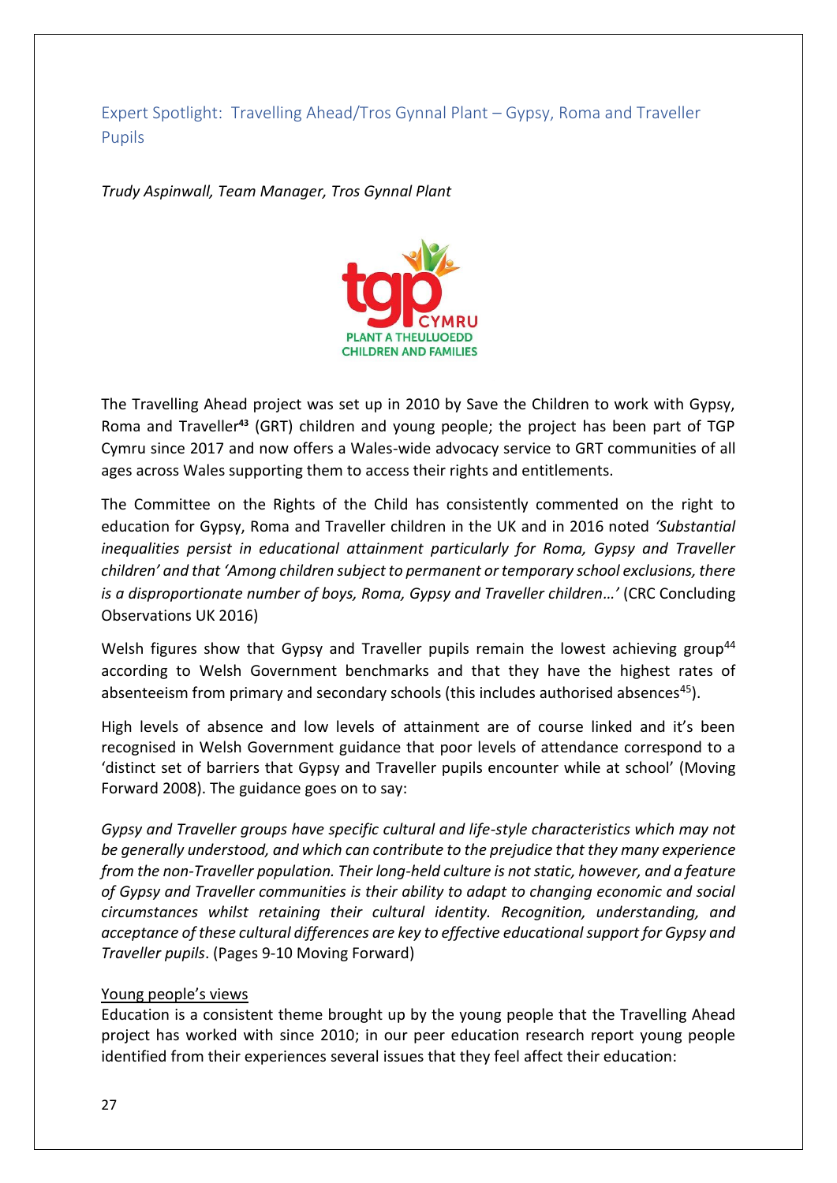## Expert Spotlight: Travelling Ahead/Tros Gynnal Plant – Gypsy, Roma and Traveller Pupils

*Trudy Aspinwall, Team Manager, Tros Gynnal Plant*

The Travelling Ahead project was set up in 2010 by Save the Children to work with Gypsy, Roma and Traveller[43] (GRT) children and young people; the project has been part of TGP Cymru since 2017 and now offers a Wales-wide advocacy service to GRT communities of all ages across Wales supporting them to access their rights and entitlements.

The Committee on the Rights of the Child has consistently commented on the right to education for Gypsy, Roma and Traveller children in the UK and in 2016 noted *'Substantial inequalities persist in educational attainment particularly for Roma, Gypsy and Traveller children'* and that *'Among children subject to permanent or temporary school exclusions, there is a disproportionate number of boys, Roma, Gypsy and Traveller children…'* (CRC Concluding Observations UK 2016)

Welsh figures show that Gypsy and Traveller pupils remain the lowest achieving group[44] according to Welsh Government benchmarks and that they have the highest rates of absenteeism from primary and secondary schools (this includes authorised absences[45]).

High levels of absence and low levels of attainment are of course linked and it's been recognised in Welsh Government guidance that poor levels of attendance correspond to a 'distinct set of barriers that Gypsy and Traveller pupils encounter while at school' (Moving Forward 2008). The guidance goes on to say:

*Gypsy and Traveller groups have specific cultural and life-style characteristics which may not be generally understood, and which can contribute to the prejudice that they many experience from the non-Traveller population. Their long-held culture is not static, however, and a feature of Gypsy and Traveller communities is their ability to adapt to changing economic and social circumstances whilst retaining their cultural identity. Recognition, understanding, and acceptance of these cultural differences are key to effective educational support for Gypsy and Traveller pupils*. (Pages 9-10 Moving Forward)

<u>Young people's views</u>

Education is a consistent theme brought up by the young people that the Travelling Ahead project has worked with since 2010; in our peer education research report young people identified from their experiences several issues that they feel affect their education: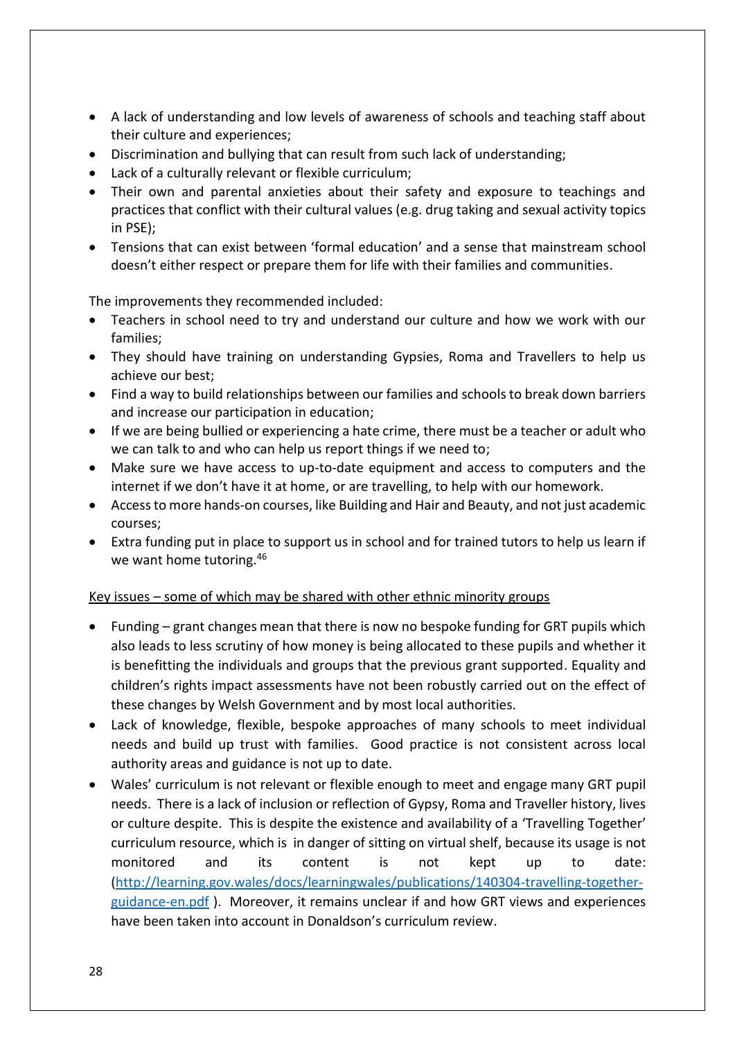- A lack of understanding and low levels of awareness of schools and teaching staff about their culture and experiences;
- Discrimination and bullying that can result from such lack of understanding;
- Lack of a culturally relevant or flexible curriculum;
- Their own and parental anxieties about their safety and exposure to teachings and practices that conflict with their cultural values (e.g. drug taking and sexual activity topics in PSE);
- Tensions that can exist between 'formal education' and a sense that mainstream school doesn't either respect or prepare them for life with their families and communities.

The improvements they recommended included:

- Teachers in school need to try and understand our culture and how we work with our families;
- They should have training on understanding Gypsies, Roma and Travellers to help us achieve our best;
- Find a way to build relationships between our families and schools to break down barriers and increase our participation in education;
- If we are being bullied or experiencing a hate crime, there must be a teacher or adult who we can talk to and who can help us report things if we need to;
- Make sure we have access to up-to-date equipment and access to computers and the internet if we don't have it at home, or are travelling, to help with our homework.
- Access to more hands-on courses, like Building and Hair and Beauty, and not just academic courses;
- Extra funding put in place to support us in school and for trained tutors to help us learn if we want home tutoring.[46]

<u>Key issues – some of which may be shared with other ethnic minority groups</u>

- Funding – grant changes mean that there is now no bespoke funding for GRT pupils which also leads to less scrutiny of how money is being allocated to these pupils and whether it is benefitting the individuals and groups that the previous grant supported. Equality and children's rights impact assessments have not been robustly carried out on the effect of these changes by Welsh Government and by most local authorities.
- Lack of knowledge, flexible, bespoke approaches of many schools to meet individual needs and build up trust with families. Good practice is not consistent across local authority areas and guidance is not up to date.
- Wales' curriculum is not relevant or flexible enough to meet and engage many GRT pupil needs. There is a lack of inclusion or reflection of Gypsy, Roma and Traveller history, lives or culture despite. This is despite the existence and availability of a 'Travelling Together' curriculum resource, which is in danger of sitting on virtual shelf, because its usage is not monitored and its content is not kept up to date: (http://learning.gov.wales/docs/learningwales/publications/140304-travelling-together-guidance-en.pdf ). Moreover, it remains unclear if and how GRT views and experiences have been taken into account in Donaldson's curriculum review.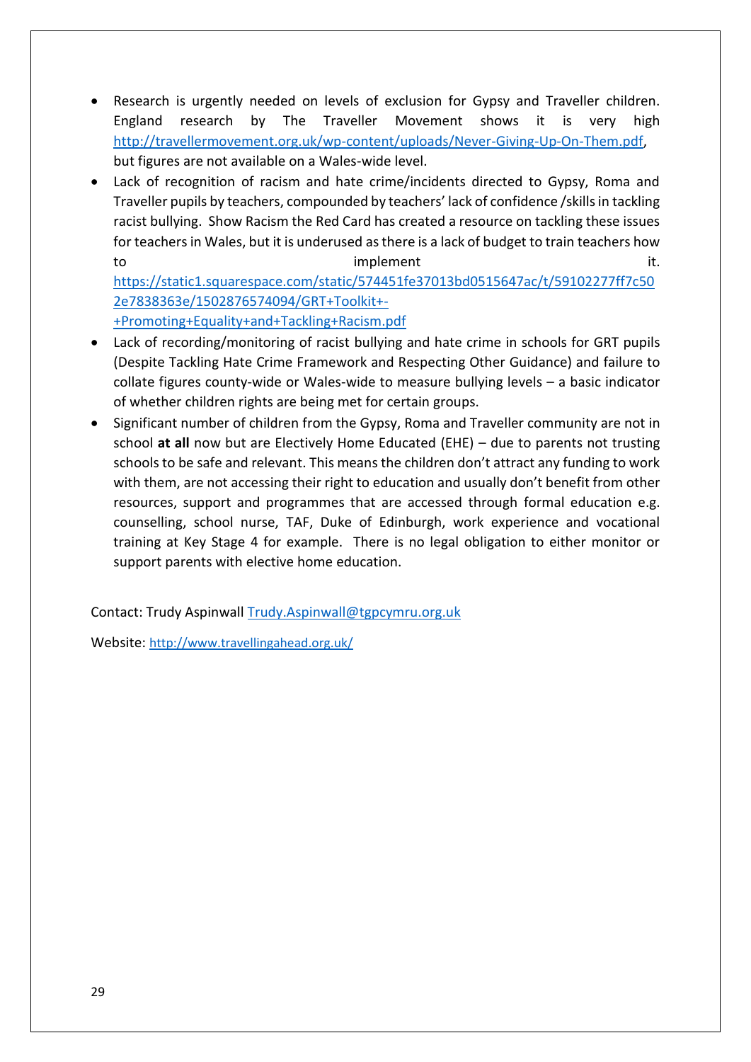- Research is urgently needed on levels of exclusion for Gypsy and Traveller children. England research by The Traveller Movement shows it is very high http://travellermovement.org.uk/wp-content/uploads/Never-Giving-Up-On-Them.pdf, but figures are not available on a Wales-wide level.
- Lack of recognition of racism and hate crime/incidents directed to Gypsy, Roma and Traveller pupils by teachers, compounded by teachers' lack of confidence /skills in tackling racist bullying. Show Racism the Red Card has created a resource on tackling these issues for teachers in Wales, but it is underused as there is a lack of budget to train teachers how to implement it. https://static1.squarespace.com/static/574451fe37013bd0515647ac/t/59102277ff7c502e7838363e/1502876574094/GRT+Toolkit+-+Promoting+Equality+and+Tackling+Racism.pdf
- Lack of recording/monitoring of racist bullying and hate crime in schools for GRT pupils (Despite Tackling Hate Crime Framework and Respecting Other Guidance) and failure to collate figures county-wide or Wales-wide to measure bullying levels – a basic indicator of whether children rights are being met for certain groups.
- Significant number of children from the Gypsy, Roma and Traveller community are not in school **at all** now but are Electively Home Educated (EHE) – due to parents not trusting schools to be safe and relevant. This means the children don't attract any funding to work with them, are not accessing their right to education and usually don't benefit from other resources, support and programmes that are accessed through formal education e.g. counselling, school nurse, TAF, Duke of Edinburgh, work experience and vocational training at Key Stage 4 for example. There is no legal obligation to either monitor or support parents with elective home education.

Contact: Trudy Aspinwall Trudy.Aspinwall@tgpcymru.org.uk

Website: http://www.travellingahead.org.uk/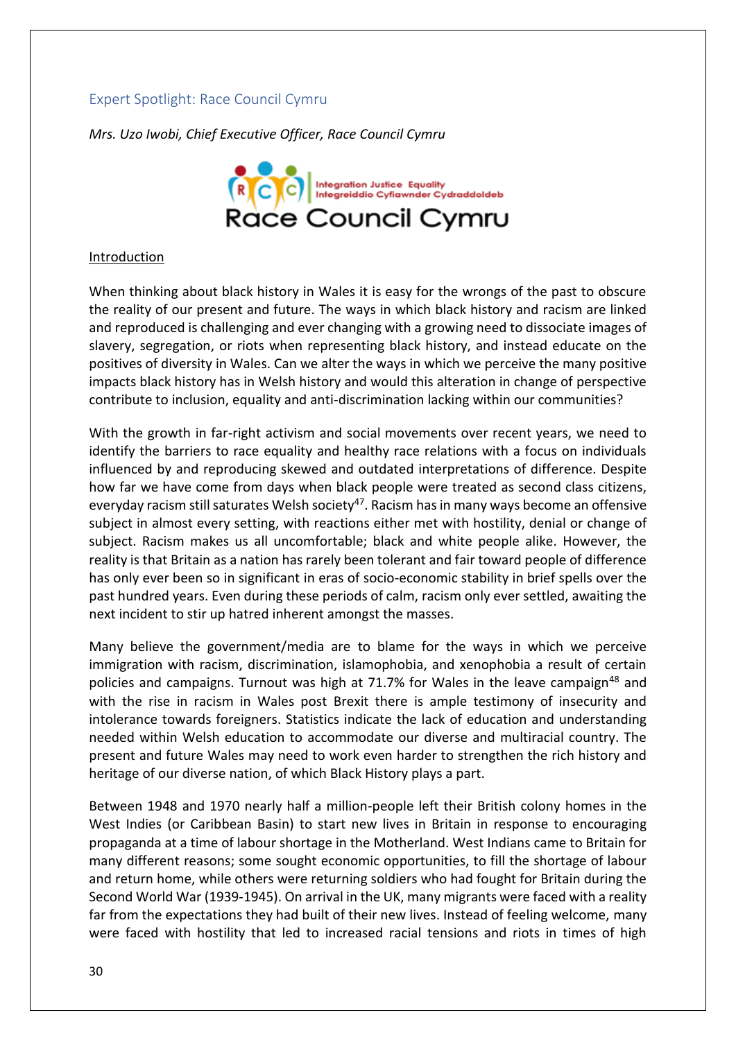## Expert Spotlight: Race Council Cymru

*Mrs. Uzo Iwobi, Chief Executive Officer, Race Council Cymru*

Introduction

When thinking about black history in Wales it is easy for the wrongs of the past to obscure the reality of our present and future. The ways in which black history and racism are linked and reproduced is challenging and ever changing with a growing need to dissociate images of slavery, segregation, or riots when representing black history, and instead educate on the positives of diversity in Wales. Can we alter the ways in which we perceive the many positive impacts black history has in Welsh history and would this alteration in change of perspective contribute to inclusion, equality and anti-discrimination lacking within our communities?

With the growth in far-right activism and social movements over recent years, we need to identify the barriers to race equality and healthy race relations with a focus on individuals influenced by and reproducing skewed and outdated interpretations of difference. Despite how far we have come from days when black people were treated as second class citizens, everyday racism still saturates Welsh society[47]. Racism has in many ways become an offensive subject in almost every setting, with reactions either met with hostility, denial or change of subject. Racism makes us all uncomfortable; black and white people alike. However, the reality is that Britain as a nation has rarely been tolerant and fair toward people of difference has only ever been so in significant in eras of socio-economic stability in brief spells over the past hundred years. Even during these periods of calm, racism only ever settled, awaiting the next incident to stir up hatred inherent amongst the masses.

Many believe the government/media are to blame for the ways in which we perceive immigration with racism, discrimination, islamophobia, and xenophobia a result of certain policies and campaigns. Turnout was high at 71.7% for Wales in the leave campaign[48] and with the rise in racism in Wales post Brexit there is ample testimony of insecurity and intolerance towards foreigners. Statistics indicate the lack of education and understanding needed within Welsh education to accommodate our diverse and multiracial country. The present and future Wales may need to work even harder to strengthen the rich history and heritage of our diverse nation, of which Black History plays a part.

Between 1948 and 1970 nearly half a million-people left their British colony homes in the West Indies (or Caribbean Basin) to start new lives in Britain in response to encouraging propaganda at a time of labour shortage in the Motherland. West Indians came to Britain for many different reasons; some sought economic opportunities, to fill the shortage of labour and return home, while others were returning soldiers who had fought for Britain during the Second World War (1939-1945). On arrival in the UK, many migrants were faced with a reality far from the expectations they had built of their new lives. Instead of feeling welcome, many were faced with hostility that led to increased racial tensions and riots in times of high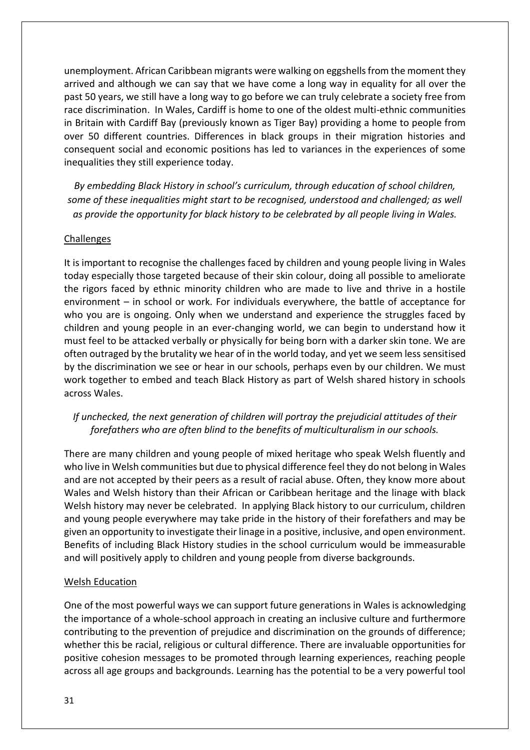unemployment. African Caribbean migrants were walking on eggshells from the moment they arrived and although we can say that we have come a long way in equality for all over the past 50 years, we still have a long way to go before we can truly celebrate a society free from race discrimination. In Wales, Cardiff is home to one of the oldest multi-ethnic communities in Britain with Cardiff Bay (previously known as Tiger Bay) providing a home to people from over 50 different countries. Differences in black groups in their migration histories and consequent social and economic positions has led to variances in the experiences of some inequalities they still experience today.

*By embedding Black History in school's curriculum, through education of school children, some of these inequalities might start to be recognised, understood and challenged; as well as provide the opportunity for black history to be celebrated by all people living in Wales.*

## Challenges

It is important to recognise the challenges faced by children and young people living in Wales today especially those targeted because of their skin colour, doing all possible to ameliorate the rigors faced by ethnic minority children who are made to live and thrive in a hostile environment – in school or work. For individuals everywhere, the battle of acceptance for who you are is ongoing. Only when we understand and experience the struggles faced by children and young people in an ever-changing world, we can begin to understand how it must feel to be attacked verbally or physically for being born with a darker skin tone. We are often outraged by the brutality we hear of in the world today, and yet we seem less sensitised by the discrimination we see or hear in our schools, perhaps even by our children. We must work together to embed and teach Black History as part of Welsh shared history in schools across Wales.

*If unchecked, the next generation of children will portray the prejudicial attitudes of their forefathers who are often blind to the benefits of multiculturalism in our schools.*

There are many children and young people of mixed heritage who speak Welsh fluently and who live in Welsh communities but due to physical difference feel they do not belong in Wales and are not accepted by their peers as a result of racial abuse. Often, they know more about Wales and Welsh history than their African or Caribbean heritage and the linage with black Welsh history may never be celebrated. In applying Black history to our curriculum, children and young people everywhere may take pride in the history of their forefathers and may be given an opportunity to investigate their linage in a positive, inclusive, and open environment. Benefits of including Black History studies in the school curriculum would be immeasurable and will positively apply to children and young people from diverse backgrounds.

## Welsh Education

One of the most powerful ways we can support future generations in Wales is acknowledging the importance of a whole-school approach in creating an inclusive culture and furthermore contributing to the prevention of prejudice and discrimination on the grounds of difference; whether this be racial, religious or cultural difference. There are invaluable opportunities for positive cohesion messages to be promoted through learning experiences, reaching people across all age groups and backgrounds. Learning has the potential to be a very powerful tool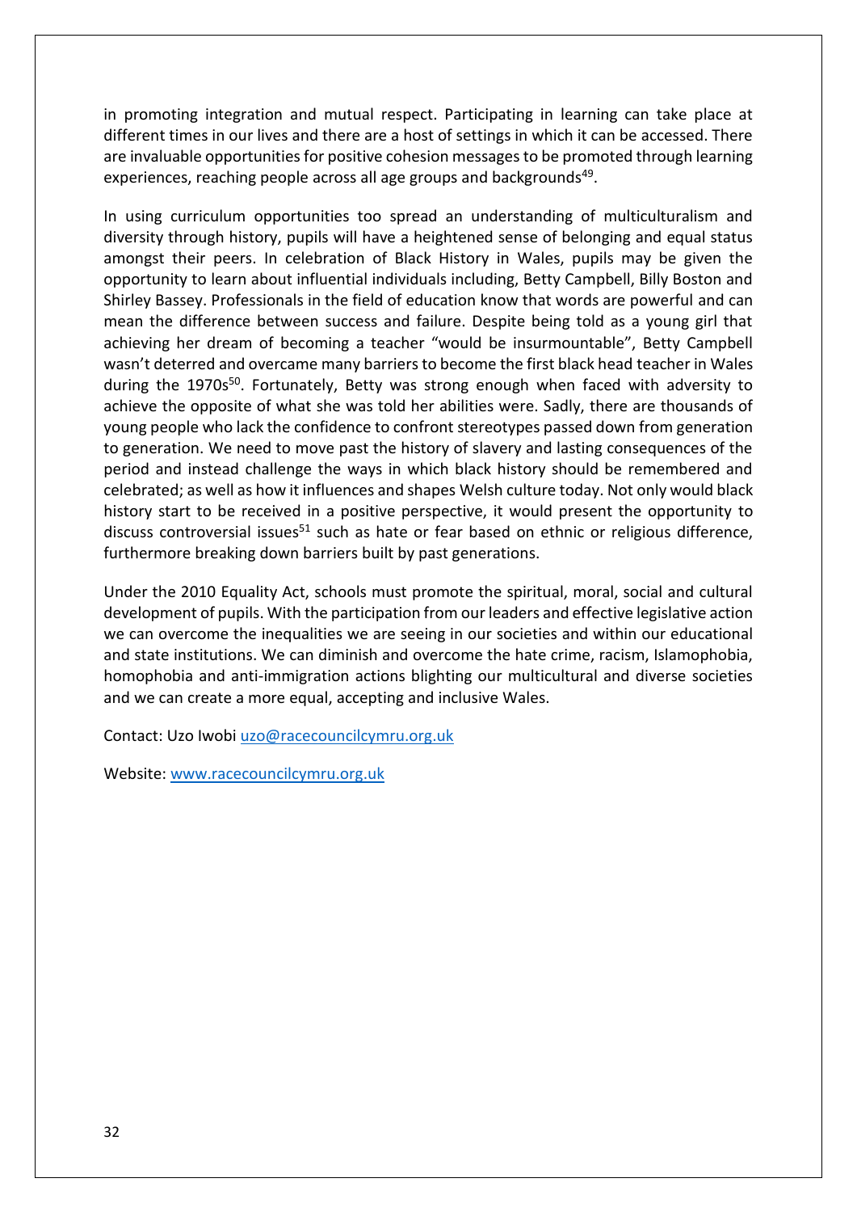in promoting integration and mutual respect. Participating in learning can take place at different times in our lives and there are a host of settings in which it can be accessed. There are invaluable opportunities for positive cohesion messages to be promoted through learning experiences, reaching people across all age groups and backgrounds[49].

In using curriculum opportunities too spread an understanding of multiculturalism and diversity through history, pupils will have a heightened sense of belonging and equal status amongst their peers. In celebration of Black History in Wales, pupils may be given the opportunity to learn about influential individuals including, Betty Campbell, Billy Boston and Shirley Bassey. Professionals in the field of education know that words are powerful and can mean the difference between success and failure. Despite being told as a young girl that achieving her dream of becoming a teacher "would be insurmountable", Betty Campbell wasn't deterred and overcame many barriers to become the first black head teacher in Wales during the 1970s[50]. Fortunately, Betty was strong enough when faced with adversity to achieve the opposite of what she was told her abilities were. Sadly, there are thousands of young people who lack the confidence to confront stereotypes passed down from generation to generation. We need to move past the history of slavery and lasting consequences of the period and instead challenge the ways in which black history should be remembered and celebrated; as well as how it influences and shapes Welsh culture today. Not only would black history start to be received in a positive perspective, it would present the opportunity to discuss controversial issues[51] such as hate or fear based on ethnic or religious difference, furthermore breaking down barriers built by past generations.

Under the 2010 Equality Act, schools must promote the spiritual, moral, social and cultural development of pupils. With the participation from our leaders and effective legislative action we can overcome the inequalities we are seeing in our societies and within our educational and state institutions. We can diminish and overcome the hate crime, racism, Islamophobia, homophobia and anti-immigration actions blighting our multicultural and diverse societies and we can create a more equal, accepting and inclusive Wales.

Contact: Uzo Iwobi uzo@racecouncilcymru.org.uk

Website: www.racecouncilcymru.org.uk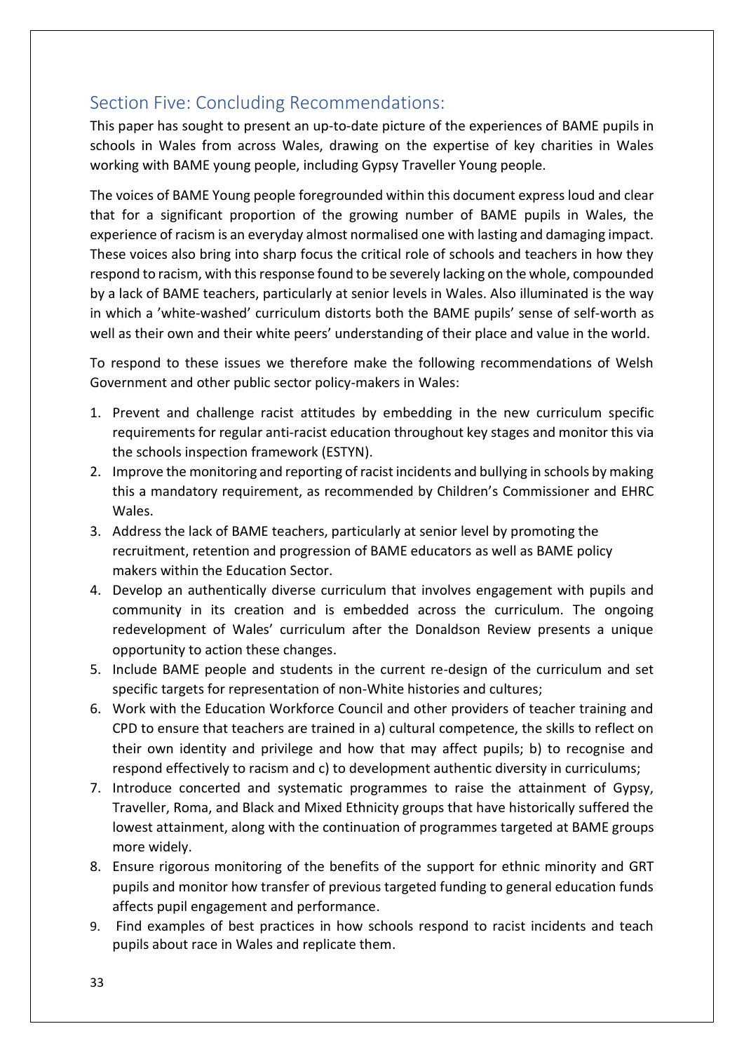## Section Five: Concluding Recommendations:

This paper has sought to present an up-to-date picture of the experiences of BAME pupils in schools in Wales from across Wales, drawing on the expertise of key charities in Wales working with BAME young people, including Gypsy Traveller Young people.

The voices of BAME Young people foregrounded within this document express loud and clear that for a significant proportion of the growing number of BAME pupils in Wales, the experience of racism is an everyday almost normalised one with lasting and damaging impact. These voices also bring into sharp focus the critical role of schools and teachers in how they respond to racism, with this response found to be severely lacking on the whole, compounded by a lack of BAME teachers, particularly at senior levels in Wales. Also illuminated is the way in which a 'white-washed' curriculum distorts both the BAME pupils' sense of self-worth as well as their own and their white peers' understanding of their place and value in the world.

To respond to these issues we therefore make the following recommendations of Welsh Government and other public sector policy-makers in Wales:

1. Prevent and challenge racist attitudes by embedding in the new curriculum specific requirements for regular anti-racist education throughout key stages and monitor this via the schools inspection framework (ESTYN).
2. Improve the monitoring and reporting of racist incidents and bullying in schools by making this a mandatory requirement, as recommended by Children's Commissioner and EHRC Wales.
3. Address the lack of BAME teachers, particularly at senior level by promoting the recruitment, retention and progression of BAME educators as well as BAME policy makers within the Education Sector.
4. Develop an authentically diverse curriculum that involves engagement with pupils and community in its creation and is embedded across the curriculum. The ongoing redevelopment of Wales' curriculum after the Donaldson Review presents a unique opportunity to action these changes.
5. Include BAME people and students in the current re-design of the curriculum and set specific targets for representation of non-White histories and cultures;
6. Work with the Education Workforce Council and other providers of teacher training and CPD to ensure that teachers are trained in a) cultural competence, the skills to reflect on their own identity and privilege and how that may affect pupils; b) to recognise and respond effectively to racism and c) to development authentic diversity in curriculums;
7. Introduce concerted and systematic programmes to raise the attainment of Gypsy, Traveller, Roma, and Black and Mixed Ethnicity groups that have historically suffered the lowest attainment, along with the continuation of programmes targeted at BAME groups more widely.
8. Ensure rigorous monitoring of the benefits of the support for ethnic minority and GRT pupils and monitor how transfer of previous targeted funding to general education funds affects pupil engagement and performance.
9. Find examples of best practices in how schools respond to racist incidents and teach pupils about race in Wales and replicate them.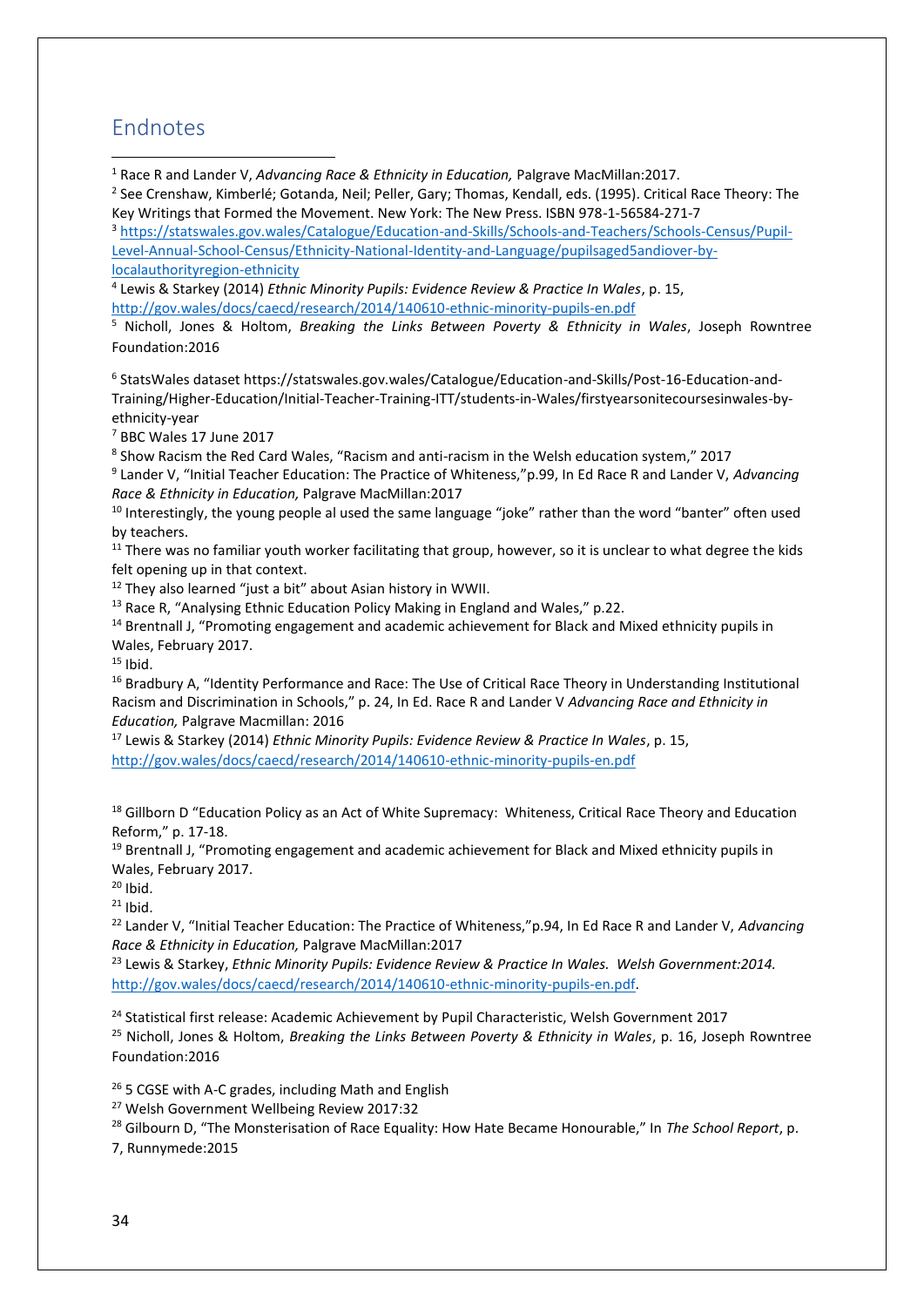## Endnotes

[1] Race R and Lander V, *Advancing Race & Ethnicity in Education,* Palgrave MacMillan:2017.

[2] See Crenshaw, Kimberlé; Gotanda, Neil; Peller, Gary; Thomas, Kendall, eds. (1995). Critical Race Theory: The Key Writings that Formed the Movement. New York: The New Press. ISBN 978-1-56584-271-7

[3] https://statswales.gov.wales/Catalogue/Education-and-Skills/Schools-and-Teachers/Schools-Census/Pupil-Level-Annual-School-Census/Ethnicity-National-Identity-and-Language/pupilsaged5andover-by-localauthorityregion-ethnicity

[4] Lewis & Starkey (2014) *Ethnic Minority Pupils: Evidence Review & Practice In Wales*, p. 15, http://gov.wales/docs/caecd/research/2014/140610-ethnic-minority-pupils-en.pdf

[5] Nicholl, Jones & Holtom, *Breaking the Links Between Poverty & Ethnicity in Wales*, Joseph Rowntree Foundation:2016

[6] StatsWales dataset https://statswales.gov.wales/Catalogue/Education-and-Skills/Post-16-Education-and-Training/Higher-Education/Initial-Teacher-Training-ITT/students-in-Wales/firstyearsonitecoursesinwales-by-ethnicity-year

[7] BBC Wales 17 June 2017

[8] Show Racism the Red Card Wales, "Racism and anti-racism in the Welsh education system," 2017

[9] Lander V, "Initial Teacher Education: The Practice of Whiteness,"p.99, In Ed Race R and Lander V, *Advancing Race & Ethnicity in Education,* Palgrave MacMillan:2017

[10] Interestingly, the young people al used the same language "joke" rather than the word "banter" often used by teachers.

[11] There was no familiar youth worker facilitating that group, however, so it is unclear to what degree the kids felt opening up in that context.

[12] They also learned "just a bit" about Asian history in WWII.

[13] Race R, "Analysing Ethnic Education Policy Making in England and Wales," p.22.

[14] Brentnall J, "Promoting engagement and academic achievement for Black and Mixed ethnicity pupils in Wales, February 2017.

[15] Ibid.

[16] Bradbury A, "Identity Performance and Race: The Use of Critical Race Theory in Understanding Institutional Racism and Discrimination in Schools," p. 24, In Ed. Race R and Lander V *Advancing Race and Ethnicity in Education,* Palgrave Macmillan: 2016

[17] Lewis & Starkey (2014) *Ethnic Minority Pupils: Evidence Review & Practice In Wales*, p. 15, http://gov.wales/docs/caecd/research/2014/140610-ethnic-minority-pupils-en.pdf

[18] Gillborn D "Education Policy as an Act of White Supremacy: Whiteness, Critical Race Theory and Education Reform," p. 17-18.

[19] Brentnall J, "Promoting engagement and academic achievement for Black and Mixed ethnicity pupils in Wales, February 2017.

[20] Ibid.

[21] Ibid.

[22] Lander V, "Initial Teacher Education: The Practice of Whiteness,"p.94, In Ed Race R and Lander V, *Advancing Race & Ethnicity in Education,* Palgrave MacMillan:2017

[23] Lewis & Starkey, *Ethnic Minority Pupils: Evidence Review & Practice In Wales. Welsh Government:2014.* http://gov.wales/docs/caecd/research/2014/140610-ethnic-minority-pupils-en.pdf.

[24] Statistical first release: Academic Achievement by Pupil Characteristic, Welsh Government 2017

[25] Nicholl, Jones & Holtom, *Breaking the Links Between Poverty & Ethnicity in Wales*, p. 16, Joseph Rowntree Foundation:2016

[26] 5 CGSE with A-C grades, including Math and English

[27] Welsh Government Wellbeing Review 2017:32

[28] Gilbourn D, "The Monsterisation of Race Equality: How Hate Became Honourable," In *The School Report*, p. 7, Runnymede:2015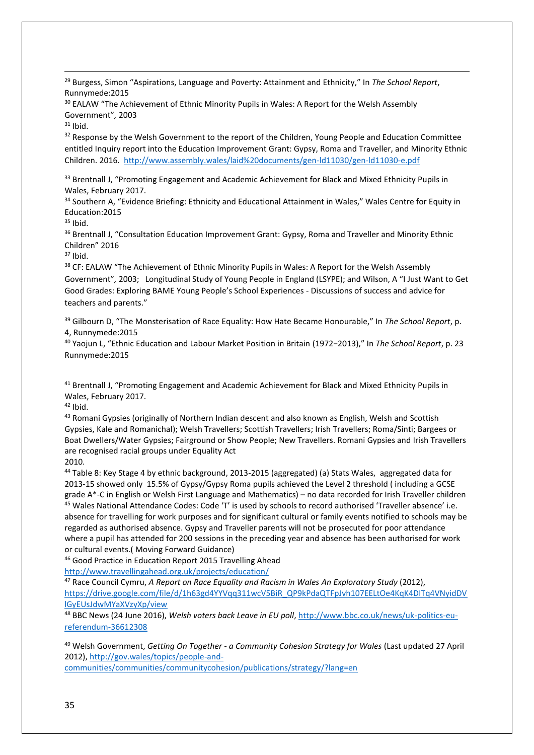[29] Burgess, Simon "Aspirations, Language and Poverty: Attainment and Ethnicity," In *The School Report*, Runnymede:2015

[30] EALAW "The Achievement of Ethnic Minority Pupils in Wales: A Report for the Welsh Assembly Government", 2003

[31] Ibid.

[32] Response by the Welsh Government to the report of the Children, Young People and Education Committee entitled Inquiry report into the Education Improvement Grant: Gypsy, Roma and Traveller, and Minority Ethnic Children. 2016. http://www.assembly.wales/laid%20documents/gen-ld11030/gen-ld11030-e.pdf

[33] Brentnall J, "Promoting Engagement and Academic Achievement for Black and Mixed Ethnicity Pupils in Wales, February 2017.

[34] Southern A, "Evidence Briefing: Ethnicity and Educational Attainment in Wales," Wales Centre for Equity in Education:2015

[35] Ibid.

[36] Brentnall J, "Consultation Education Improvement Grant: Gypsy, Roma and Traveller and Minority Ethnic Children" 2016

[37] Ibid.

[38] CF: EALAW "The Achievement of Ethnic Minority Pupils in Wales: A Report for the Welsh Assembly Government", 2003; Longitudinal Study of Young People in England (LSYPE); and Wilson, A "I Just Want to Get Good Grades: Exploring BAME Young People's School Experiences - Discussions of success and advice for teachers and parents."

[39] Gilbourn D, "The Monsterisation of Race Equality: How Hate Became Honourable," In *The School Report*, p. 4, Runnymede:2015

[40] Yaojun L, "Ethnic Education and Labour Market Position in Britain (1972−2013)," In *The School Report*, p. 23 Runnymede:2015

[41] Brentnall J, "Promoting Engagement and Academic Achievement for Black and Mixed Ethnicity Pupils in Wales, February 2017.

[42] Ibid.

[43] Romani Gypsies (originally of Northern Indian descent and also known as English, Welsh and Scottish Gypsies, Kale and Romanichal); Welsh Travellers; Scottish Travellers; Irish Travellers; Roma/Sinti; Bargees or Boat Dwellers/Water Gypsies; Fairground or Show People; New Travellers. Romani Gypsies and Irish Travellers are recognised racial groups under Equality Act 2010.

[44] Table 8: Key Stage 4 by ethnic background, 2013-2015 (aggregated) (a) Stats Wales, aggregated data for 2013-15 showed only 15.5% of Gypsy/Gypsy Roma pupils achieved the Level 2 threshold ( including a GCSE grade A*-C in English or Welsh First Language and Mathematics) – no data recorded for Irish Traveller children

[45] Wales National Attendance Codes: Code 'T' is used by schools to record authorised 'Traveller absence' i.e. absence for travelling for work purposes and for significant cultural or family events notified to schools may be regarded as authorised absence. Gypsy and Traveller parents will not be prosecuted for poor attendance where a pupil has attended for 200 sessions in the preceding year and absence has been authorised for work or cultural events.( Moving Forward Guidance)

[46] Good Practice in Education Report 2015 Travelling Ahead http://www.travellingahead.org.uk/projects/education/

[47] Race Council Cymru, *A Report on Race Equality and Racism in Wales An Exploratory Study* (2012), https://drive.google.com/file/d/1h63gd4YYVqq311wcV5BiR_QP9kPdaQTFpJvh107EELtOe4KqK4DITq4VNyidDVlGyEUsJdwMYaXVzyXp/view

[48] BBC News (24 June 2016), *Welsh voters back Leave in EU poll*, http://www.bbc.co.uk/news/uk-politics-eu-referendum-36612308

[49] Welsh Government, *Getting On Together - a Community Cohesion Strategy for Wales* (Last updated 27 April 2012), http://gov.wales/topics/people-and-communities/communities/communitycohesion/publications/strategy/?lang=en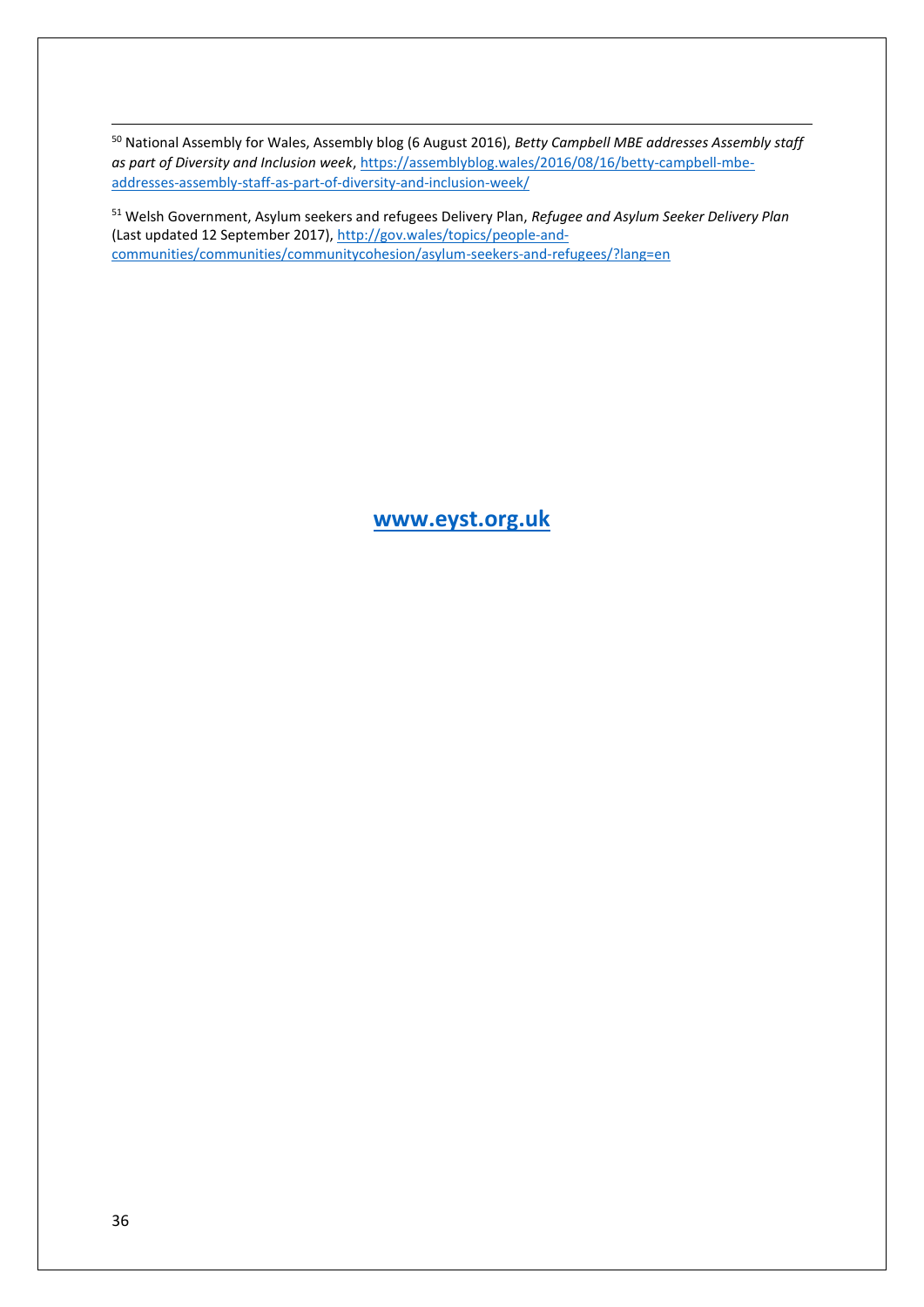[50] National Assembly for Wales, Assembly blog (6 August 2016), *Betty Campbell MBE addresses Assembly staff as part of Diversity and Inclusion week*, https://assemblyblog.wales/2016/08/16/betty-campbell-mbe-addresses-assembly-staff-as-part-of-diversity-and-inclusion-week/

[51] Welsh Government, Asylum seekers and refugees Delivery Plan, *Refugee and Asylum Seeker Delivery Plan* (Last updated 12 September 2017), http://gov.wales/topics/people-and-communities/communities/communitycohesion/asylum-seekers-and-refugees/?lang=en

**www.eyst.org.uk**